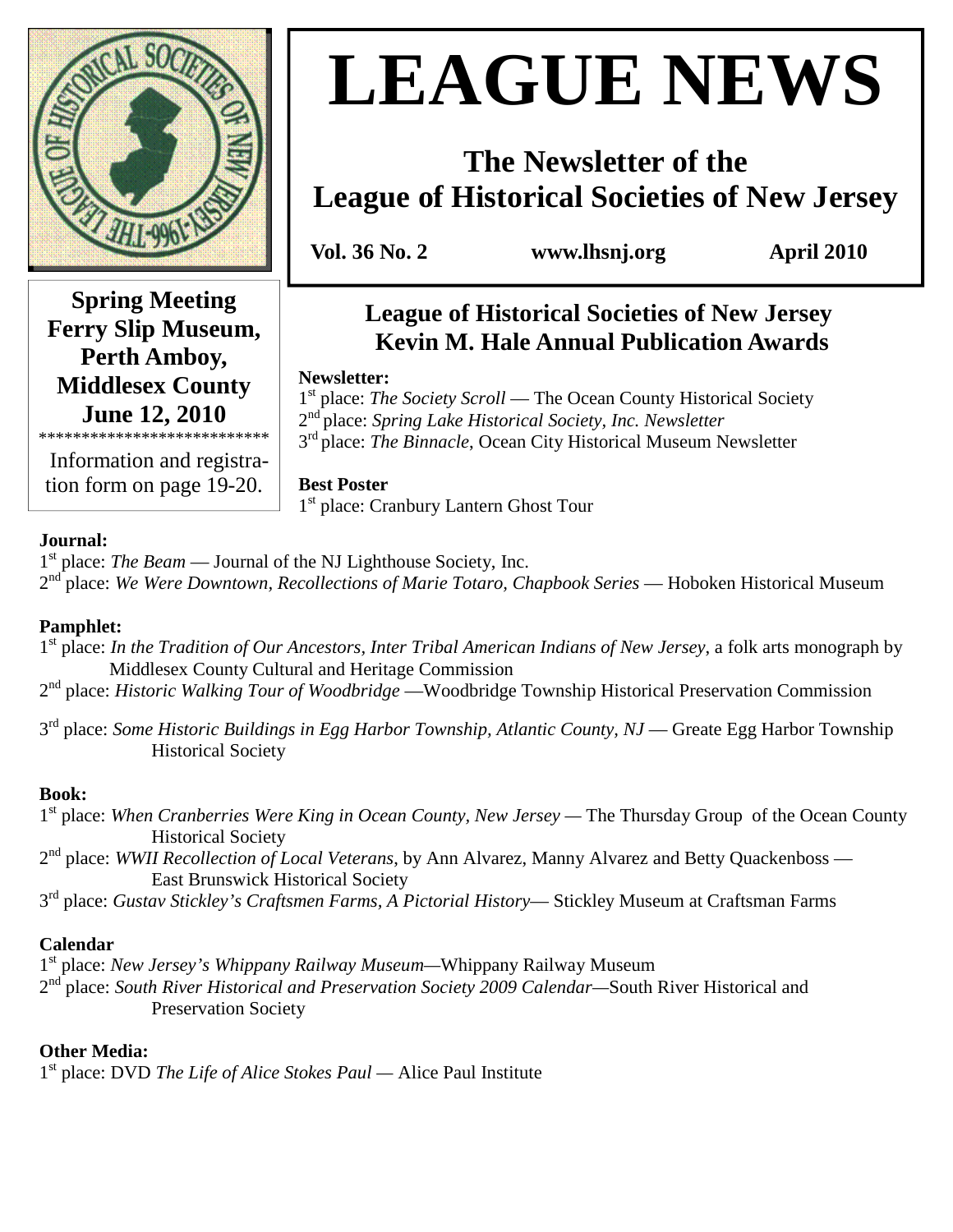# LEAGUE NEWS

## The Newsletter of the League of Historical Societies of New Jersey

**Vol. 36 No. 2** **www.lhsnj.org** **April 2010**

**Spring Meeting**
**Ferry Slip Museum, Perth Amboy, Middlesex County**
**June 12, 2010**

**************************

Information and registration form on page 19-20.

## League of Historical Societies of New Jersey Kevin M. Hale Annual Publication Awards

**Newsletter:**

1st place: *The Society Scroll* — The Ocean County Historical Society
2nd place: *Spring Lake Historical Society, Inc. Newsletter*
3rd place: *The Binnacle*, Ocean City Historical Museum Newsletter

**Best Poster**

1st place: Cranbury Lantern Ghost Tour

**Journal:**

1st place: *The Beam* — Journal of the NJ Lighthouse Society, Inc.
2nd place: *We Were Downtown, Recollections of Marie Totaro, Chapbook Series* — Hoboken Historical Museum

**Pamphlet:**

1st place: *In the Tradition of Our Ancestors, Inter Tribal American Indians of New Jersey*, a folk arts monograph by Middlesex County Cultural and Heritage Commission
2nd place: *Historic Walking Tour of Woodbridge* —Woodbridge Township Historical Preservation Commission

3rd place: *Some Historic Buildings in Egg Harbor Township, Atlantic County, NJ* — Greate Egg Harbor Township Historical Society

**Book:**

1st place: *When Cranberries Were King in Ocean County, New Jersey* — The Thursday Group of the Ocean County Historical Society
2nd place: *WWII Recollection of Local Veterans*, by Ann Alvarez, Manny Alvarez and Betty Quackenboss — East Brunswick Historical Society
3rd place: *Gustav Stickley's Craftsmen Farms, A Pictorial History*— Stickley Museum at Craftsman Farms

**Calendar**

1st place: *New Jersey's Whippany Railway Museum*—Whippany Railway Museum
2nd place: *South River Historical and Preservation Society 2009 Calendar*—South River Historical and Preservation Society

**Other Media:**

1st place: DVD *The Life of Alice Stokes Paul* — Alice Paul Institute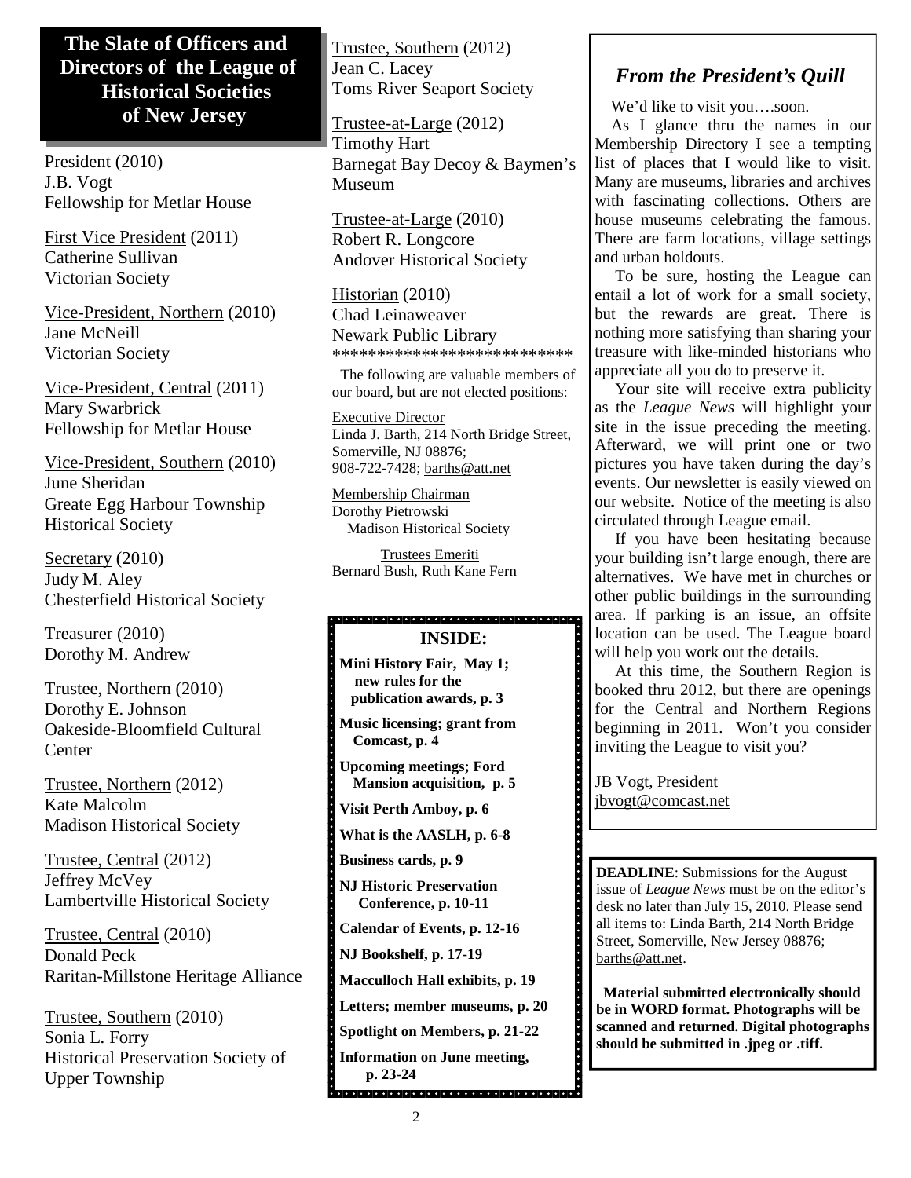## The Slate of Officers and Directors of the League of Historical Societies of New Jersey

President (2010)
J.B. Vogt
Fellowship for Metlar House

First Vice President (2011)
Catherine Sullivan
Victorian Society

Vice-President, Northern (2010)
Jane McNeill
Victorian Society

Vice-President, Central (2011)
Mary Swarbrick
Fellowship for Metlar House

Vice-President, Southern (2010)
June Sheridan
Greate Egg Harbour Township Historical Society

Secretary (2010)
Judy M. Aley
Chesterfield Historical Society

Treasurer (2010)
Dorothy M. Andrew

Trustee, Northern (2010)
Dorothy E. Johnson
Oakeside-Bloomfield Cultural Center

Trustee, Northern (2012)
Kate Malcolm
Madison Historical Society

Trustee, Central (2012)
Jeffrey McVey
Lambertville Historical Society

Trustee, Central (2010)
Donald Peck
Raritan-Millstone Heritage Alliance

Trustee, Southern (2010)
Sonia L. Forry
Historical Preservation Society of Upper Township

Trustee, Southern (2012)
Jean C. Lacey
Toms River Seaport Society

Trustee-at-Large (2012)
Timothy Hart
Barnegat Bay Decoy & Baymen's Museum

Trustee-at-Large (2010)
Robert R. Longcore
Andover Historical Society

Historian (2010)
Chad Leinaweaver
Newark Public Library

***************************

The following are valuable members of our board, but are not elected positions:

Executive Director
Linda J. Barth, 214 North Bridge Street, Somerville, NJ 08876;
908-722-7428; barths@att.net

Membership Chairman
Dorothy Pietrowski
Madison Historical Society

Trustees Emeriti
Bernard Bush, Ruth Kane Fern

### INSIDE:

- **Mini History Fair, May 1; new rules for the publication awards, p. 3**
- **Music licensing; grant from Comcast, p. 4**
- **Upcoming meetings; Ford Mansion acquisition, p. 5**
- **Visit Perth Amboy, p. 6**
- **What is the AASLH, p. 6-8**
- **Business cards, p. 9**
- **NJ Historic Preservation Conference, p. 10-11**
- **Calendar of Events, p. 12-16**
- **NJ Bookshelf, p. 17-19**
- **Macculloch Hall exhibits, p. 19**
- **Letters; member museums, p. 20**
- **Spotlight on Members, p. 21-22**
- **Information on June meeting, p. 23-24**

## *From the President's Quill*

We'd like to visit you….soon.

As I glance thru the names in our Membership Directory I see a tempting list of places that I would like to visit. Many are museums, libraries and archives with fascinating collections. Others are house museums celebrating the famous. There are farm locations, village settings and urban holdouts.

To be sure, hosting the League can entail a lot of work for a small society, but the rewards are great. There is nothing more satisfying than sharing your treasure with like-minded historians who appreciate all you do to preserve it.

Your site will receive extra publicity as the *League News* will highlight your site in the issue preceding the meeting. Afterward, we will print one or two pictures you have taken during the day's events. Our newsletter is easily viewed on our website. Notice of the meeting is also circulated through League email.

If you have been hesitating because your building isn't large enough, there are alternatives. We have met in churches or other public buildings in the surrounding area. If parking is an issue, an offsite location can be used. The League board will help you work out the details.

At this time, the Southern Region is booked thru 2012, but there are openings for the Central and Northern Regions beginning in 2011. Won't you consider inviting the League to visit you?

JB Vogt, President
jbvogt@comcast.net

**DEADLINE**: Submissions for the August issue of *League News* must be on the editor's desk no later than July 15, 2010. Please send all items to: Linda Barth, 214 North Bridge Street, Somerville, New Jersey 08876; barths@att.net.

**Material submitted electronically should be in WORD format. Photographs will be scanned and returned. Digital photographs should be submitted in .jpeg or .tiff.**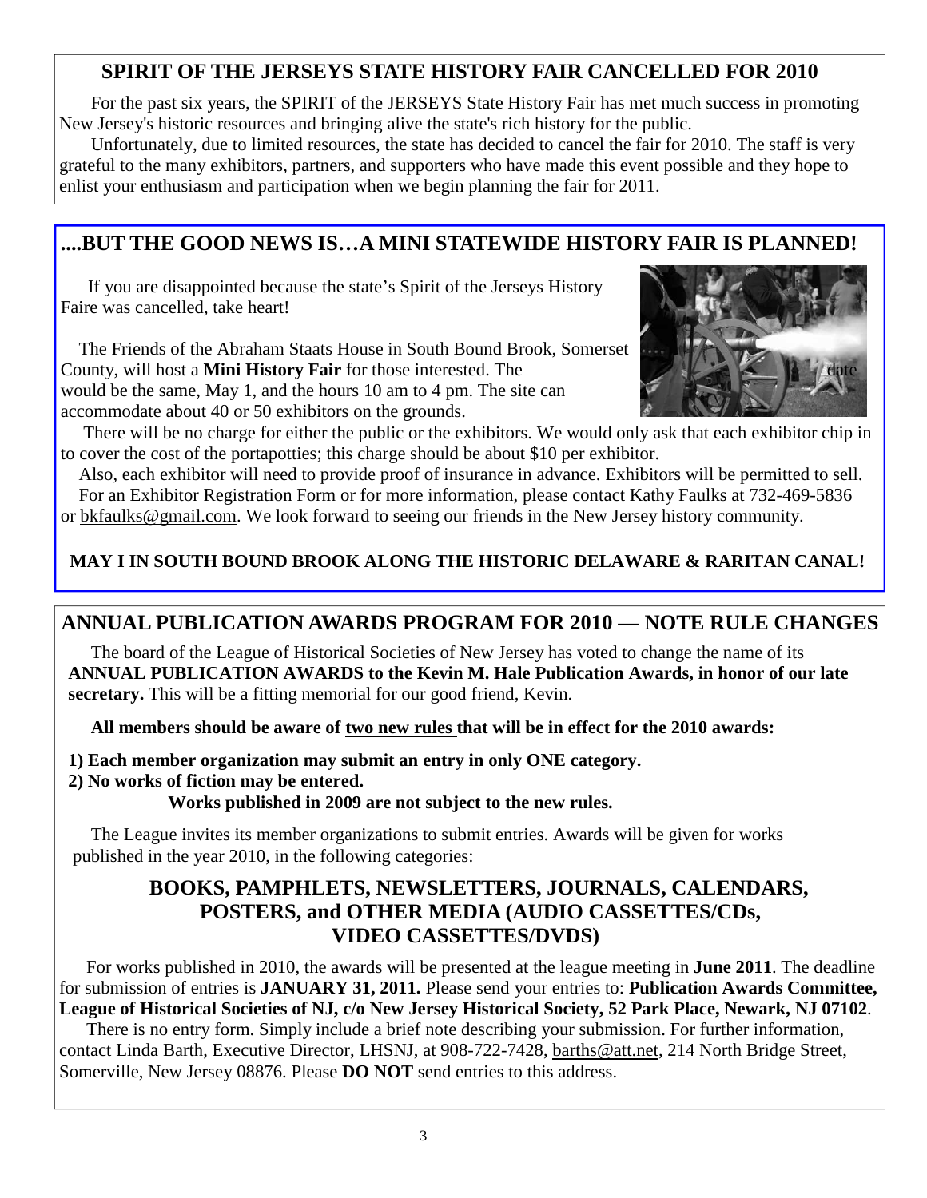## SPIRIT OF THE JERSEYS STATE HISTORY FAIR CANCELLED FOR 2010

For the past six years, the SPIRIT of the JERSEYS State History Fair has met much success in promoting New Jersey's historic resources and bringing alive the state's rich history for the public.

Unfortunately, due to limited resources, the state has decided to cancel the fair for 2010. The staff is very grateful to the many exhibitors, partners, and supporters who have made this event possible and they hope to enlist your enthusiasm and participation when we begin planning the fair for 2011.

## ....BUT THE GOOD NEWS IS…A MINI STATEWIDE HISTORY FAIR IS PLANNED!

If you are disappointed because the state's Spirit of the Jerseys History Faire was cancelled, take heart!

The Friends of the Abraham Staats House in South Bound Brook, Somerset County, will host a **Mini History Fair** for those interested. The date would be the same, May 1, and the hours 10 am to 4 pm. The site can accommodate about 40 or 50 exhibitors on the grounds.

There will be no charge for either the public or the exhibitors. We would only ask that each exhibitor chip in to cover the cost of the portapotties; this charge should be about $10 per exhibitor.

Also, each exhibitor will need to provide proof of insurance in advance. Exhibitors will be permitted to sell.

For an Exhibitor Registration Form or for more information, please contact Kathy Faulks at 732-469-5836 or bkfaulks@gmail.com. We look forward to seeing our friends in the New Jersey history community.

**MAY I IN SOUTH BOUND BROOK ALONG THE HISTORIC DELAWARE & RARITAN CANAL!**

## ANNUAL PUBLICATION AWARDS PROGRAM FOR 2010 — NOTE RULE CHANGES

The board of the League of Historical Societies of New Jersey has voted to change the name of its **ANNUAL PUBLICATION AWARDS to the Kevin M. Hale Publication Awards, in honor of our late secretary.** This will be a fitting memorial for our good friend, Kevin.

**All members should be aware of two new rules that will be in effect for the 2010 awards:**

**1) Each member organization may submit an entry in only ONE category.**
**2) No works of fiction may be entered.**

**Works published in 2009 are not subject to the new rules.**

The League invites its member organizations to submit entries. Awards will be given for works published in the year 2010, in the following categories:

### BOOKS, PAMPHLETS, NEWSLETTERS, JOURNALS, CALENDARS, POSTERS, and OTHER MEDIA (AUDIO CASSETTES/CDs, VIDEO CASSETTES/DVDS)

For works published in 2010, the awards will be presented at the league meeting in **June 2011**. The deadline for submission of entries is **JANUARY 31, 2011.** Please send your entries to: **Publication Awards Committee, League of Historical Societies of NJ, c/o New Jersey Historical Society, 52 Park Place, Newark, NJ 07102**.

There is no entry form. Simply include a brief note describing your submission. For further information, contact Linda Barth, Executive Director, LHSNJ, at 908-722-7428, barths@att.net, 214 North Bridge Street, Somerville, New Jersey 08876. Please **DO NOT** send entries to this address.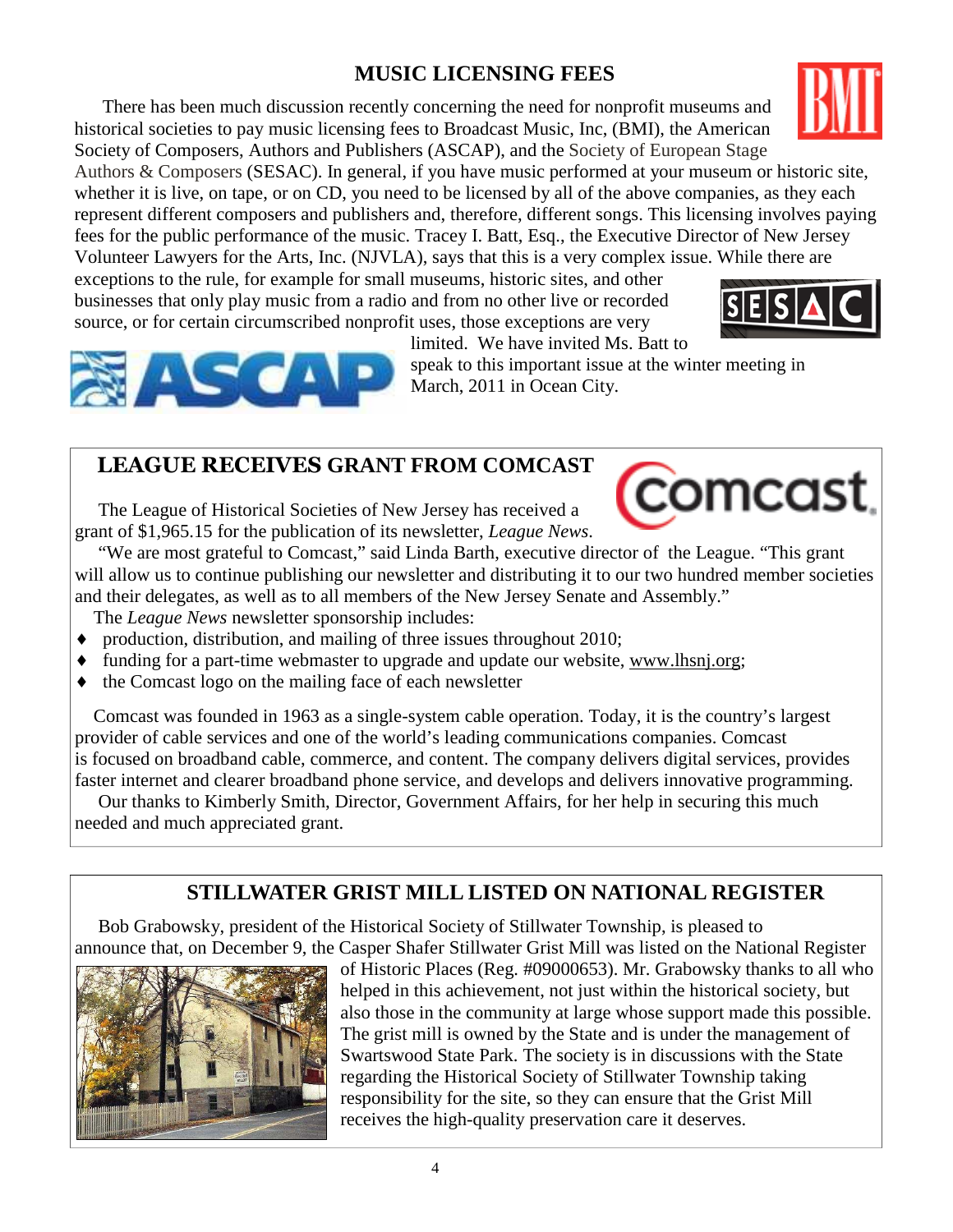## MUSIC LICENSING FEES

There has been much discussion recently concerning the need for nonprofit museums and historical societies to pay music licensing fees to Broadcast Music, Inc, (BMI), the American Society of Composers, Authors and Publishers (ASCAP), and the Society of European Stage Authors & Composers (SESAC). In general, if you have music performed at your museum or historic site, whether it is live, on tape, or on CD, you need to be licensed by all of the above companies, as they each represent different composers and publishers and, therefore, different songs. This licensing involves paying fees for the public performance of the music. Tracey I. Batt, Esq., the Executive Director of New Jersey Volunteer Lawyers for the Arts, Inc. (NJVLA), says that this is a very complex issue. While there are exceptions to the rule, for example for small museums, historic sites, and other businesses that only play music from a radio and from no other live or recorded source, or for certain circumscribed nonprofit uses, those exceptions are very limited. We have invited Ms. Batt to speak to this important issue at the winter meeting in March, 2011 in Ocean City.

## LEAGUE RECEIVES GRANT FROM COMCAST

The League of Historical Societies of New Jersey has received a grant of $1,965.15 for the publication of its newsletter, *League News*.

"We are most grateful to Comcast," said Linda Barth, executive director of the League. "This grant will allow us to continue publishing our newsletter and distributing it to our two hundred member societies and their delegates, as well as to all members of the New Jersey Senate and Assembly."

The *League News* newsletter sponsorship includes:

- production, distribution, and mailing of three issues throughout 2010;
- funding for a part-time webmaster to upgrade and update our website, www.lhsnj.org;
- the Comcast logo on the mailing face of each newsletter

Comcast was founded in 1963 as a single-system cable operation. Today, it is the country's largest provider of cable services and one of the world's leading communications companies. Comcast is focused on broadband cable, commerce, and content. The company delivers digital services, provides faster internet and clearer broadband phone service, and develops and delivers innovative programming.

Our thanks to Kimberly Smith, Director, Government Affairs, for her help in securing this much needed and much appreciated grant.

## STILLWATER GRIST MILL LISTED ON NATIONAL REGISTER

Bob Grabowsky, president of the Historical Society of Stillwater Township, is pleased to announce that, on December 9, the Casper Shafer Stillwater Grist Mill was listed on the National Register of Historic Places (Reg. #09000653). Mr. Grabowsky thanks to all who helped in this achievement, not just within the historical society, but also those in the community at large whose support made this possible. The grist mill is owned by the State and is under the management of Swartswood State Park. The society is in discussions with the State regarding the Historical Society of Stillwater Township taking responsibility for the site, so they can ensure that the Grist Mill receives the high-quality preservation care it deserves.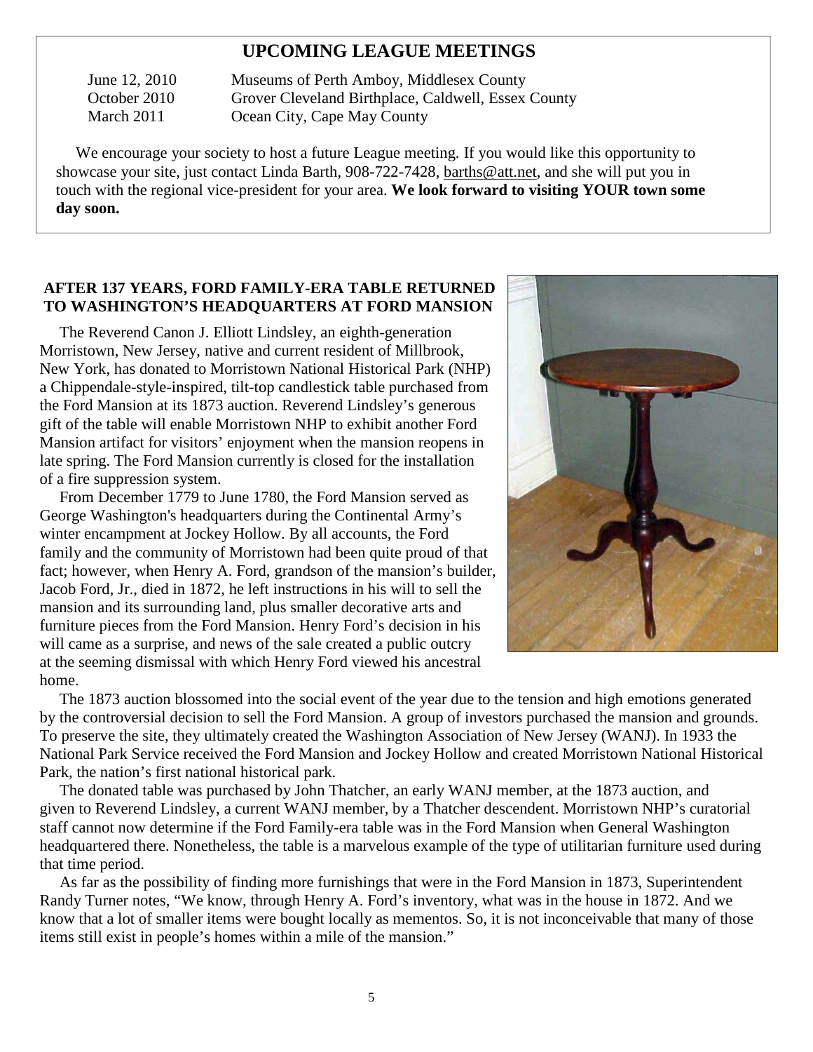## UPCOMING LEAGUE MEETINGS

| | |
|---|---|
| June 12, 2010 | Museums of Perth Amboy, Middlesex County |
| October 2010 | Grover Cleveland Birthplace, Caldwell, Essex County |
| March 2011 | Ocean City, Cape May County |

We encourage your society to host a future League meeting. If you would like this opportunity to showcase your site, just contact Linda Barth, 908-722-7428, barths@att.net, and she will put you in touch with the regional vice-president for your area. **We look forward to visiting YOUR town some day soon.**

### AFTER 137 YEARS, FORD FAMILY-ERA TABLE RETURNED TO WASHINGTON'S HEADQUARTERS AT FORD MANSION

The Reverend Canon J. Elliott Lindsley, an eighth-generation Morristown, New Jersey, native and current resident of Millbrook, New York, has donated to Morristown National Historical Park (NHP) a Chippendale-style-inspired, tilt-top candlestick table purchased from the Ford Mansion at its 1873 auction. Reverend Lindsley's generous gift of the table will enable Morristown NHP to exhibit another Ford Mansion artifact for visitors' enjoyment when the mansion reopens in late spring. The Ford Mansion currently is closed for the installation of a fire suppression system.

From December 1779 to June 1780, the Ford Mansion served as George Washington's headquarters during the Continental Army's winter encampment at Jockey Hollow. By all accounts, the Ford family and the community of Morristown had been quite proud of that fact; however, when Henry A. Ford, grandson of the mansion's builder, Jacob Ford, Jr., died in 1872, he left instructions in his will to sell the mansion and its surrounding land, plus smaller decorative arts and furniture pieces from the Ford Mansion. Henry Ford's decision in his will came as a surprise, and news of the sale created a public outcry at the seeming dismissal with which Henry Ford viewed his ancestral home.

The 1873 auction blossomed into the social event of the year due to the tension and high emotions generated by the controversial decision to sell the Ford Mansion. A group of investors purchased the mansion and grounds. To preserve the site, they ultimately created the Washington Association of New Jersey (WANJ). In 1933 the National Park Service received the Ford Mansion and Jockey Hollow and created Morristown National Historical Park, the nation's first national historical park.

The donated table was purchased by John Thatcher, an early WANJ member, at the 1873 auction, and given to Reverend Lindsley, a current WANJ member, by a Thatcher descendent. Morristown NHP's curatorial staff cannot now determine if the Ford Family-era table was in the Ford Mansion when General Washington headquartered there. Nonetheless, the table is a marvelous example of the type of utilitarian furniture used during that time period.

As far as the possibility of finding more furnishings that were in the Ford Mansion in 1873, Superintendent Randy Turner notes, "We know, through Henry A. Ford's inventory, what was in the house in 1872. And we know that a lot of smaller items were bought locally as mementos. So, it is not inconceivable that many of those items still exist in people's homes within a mile of the mansion."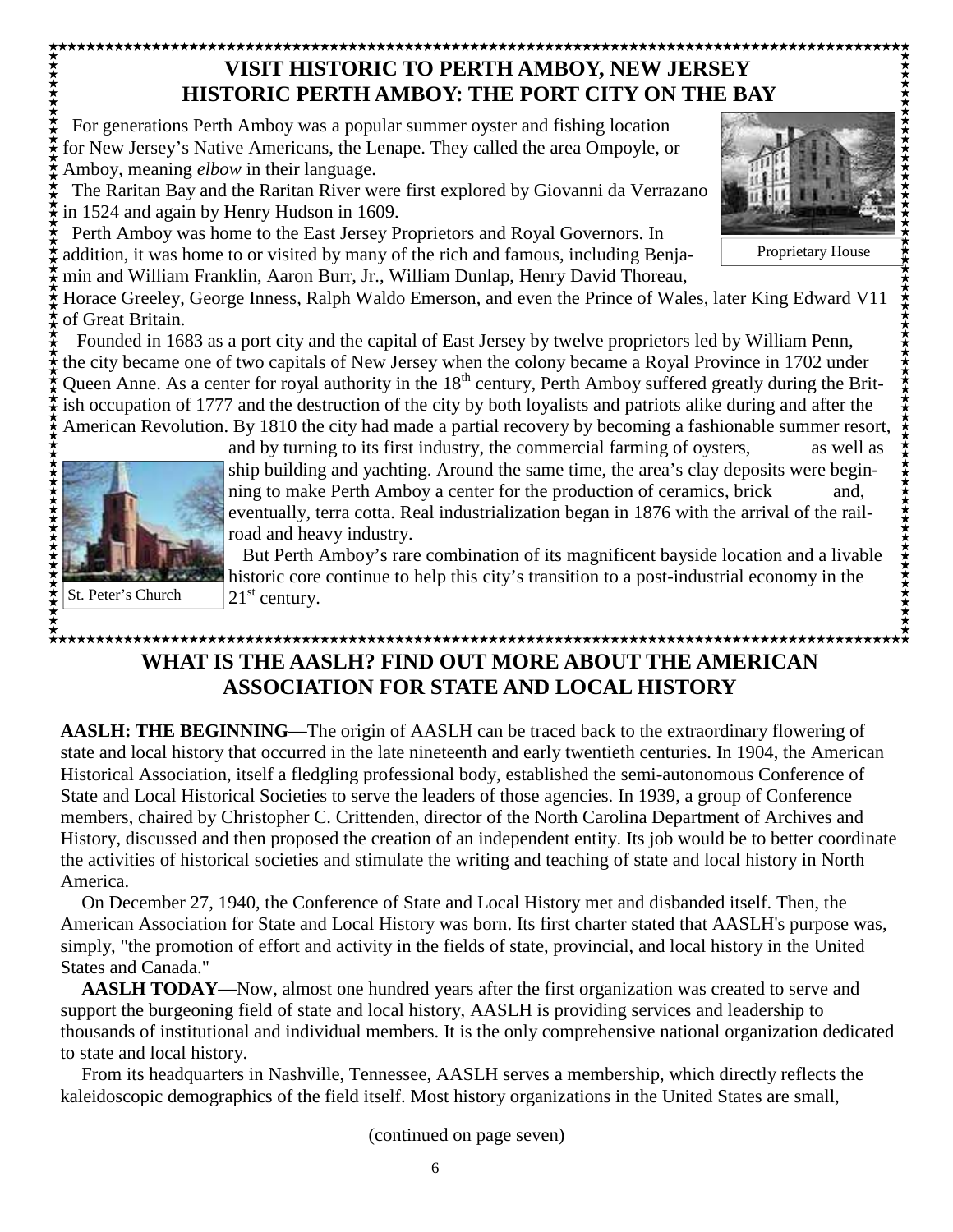## VISIT HISTORIC TO PERTH AMBOY, NEW JERSEY
## HISTORIC PERTH AMBOY: THE PORT CITY ON THE BAY

For generations Perth Amboy was a popular summer oyster and fishing location for New Jersey's Native Americans, the Lenape. They called the area Ompoyle, or Amboy, meaning *elbow* in their language.

The Raritan Bay and the Raritan River were first explored by Giovanni da Verrazano in 1524 and again by Henry Hudson in 1609.

Perth Amboy was home to the East Jersey Proprietors and Royal Governors. In addition, it was home to or visited by many of the rich and famous, including Benjamin and William Franklin, Aaron Burr, Jr., William Dunlap, Henry David Thoreau, Horace Greeley, George Inness, Ralph Waldo Emerson, and even the Prince of Wales, later King Edward V11 of Great Britain.

Proprietary House

Founded in 1683 as a port city and the capital of East Jersey by twelve proprietors led by William Penn, the city became one of two capitals of New Jersey when the colony became a Royal Province in 1702 under Queen Anne. As a center for royal authority in the 18th century, Perth Amboy suffered greatly during the British occupation of 1777 and the destruction of the city by both loyalists and patriots alike during and after the American Revolution. By 1810 the city had made a partial recovery by becoming a fashionable summer resort, and by turning to its first industry, the commercial farming of oysters, as well as ship building and yachting. Around the same time, the area's clay deposits were beginning to make Perth Amboy a center for the production of ceramics, brick and, eventually, terra cotta. Real industrialization began in 1876 with the arrival of the railroad and heavy industry.

But Perth Amboy's rare combination of its magnificent bayside location and a livable historic core continue to help this city's transition to a post-industrial economy in the 21st century.

St. Peter's Church

## WHAT IS THE AASLH? FIND OUT MORE ABOUT THE AMERICAN ASSOCIATION FOR STATE AND LOCAL HISTORY

**AASLH: THE BEGINNING—**The origin of AASLH can be traced back to the extraordinary flowering of state and local history that occurred in the late nineteenth and early twentieth centuries. In 1904, the American Historical Association, itself a fledgling professional body, established the semi-autonomous Conference of State and Local Historical Societies to serve the leaders of those agencies. In 1939, a group of Conference members, chaired by Christopher C. Crittenden, director of the North Carolina Department of Archives and History, discussed and then proposed the creation of an independent entity. Its job would be to better coordinate the activities of historical societies and stimulate the writing and teaching of state and local history in North America.

On December 27, 1940, the Conference of State and Local History met and disbanded itself. Then, the American Association for State and Local History was born. Its first charter stated that AASLH's purpose was, simply, "the promotion of effort and activity in the fields of state, provincial, and local history in the United States and Canada."

**AASLH TODAY—**Now, almost one hundred years after the first organization was created to serve and support the burgeoning field of state and local history, AASLH is providing services and leadership to thousands of institutional and individual members. It is the only comprehensive national organization dedicated to state and local history.

From its headquarters in Nashville, Tennessee, AASLH serves a membership, which directly reflects the kaleidoscopic demographics of the field itself. Most history organizations in the United States are small,

(continued on page seven)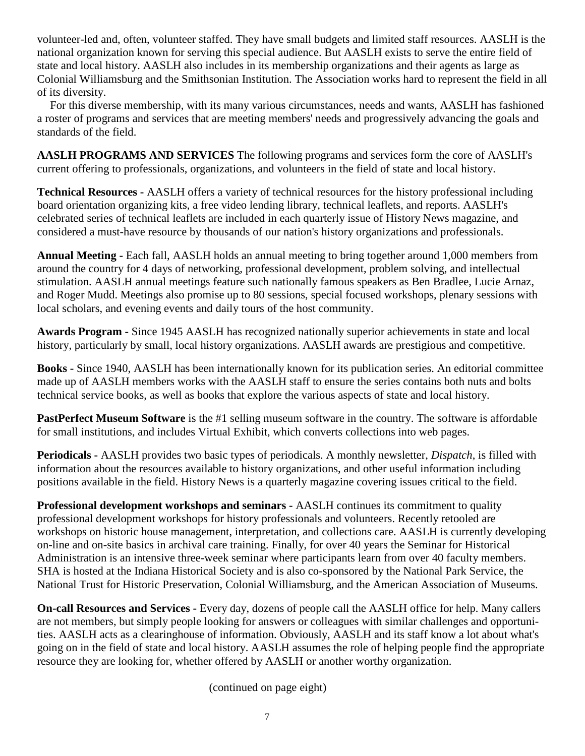volunteer-led and, often, volunteer staffed. They have small budgets and limited staff resources. AASLH is the national organization known for serving this special audience. But AASLH exists to serve the entire field of state and local history. AASLH also includes in its membership organizations and their agents as large as Colonial Williamsburg and the Smithsonian Institution. The Association works hard to represent the field in all of its diversity.

For this diverse membership, with its many various circumstances, needs and wants, AASLH has fashioned a roster of programs and services that are meeting members' needs and progressively advancing the goals and standards of the field.

**AASLH PROGRAMS AND SERVICES** The following programs and services form the core of AASLH's current offering to professionals, organizations, and volunteers in the field of state and local history.

**Technical Resources -** AASLH offers a variety of technical resources for the history professional including board orientation organizing kits, a free video lending library, technical leaflets, and reports. AASLH's celebrated series of technical leaflets are included in each quarterly issue of History News magazine, and considered a must-have resource by thousands of our nation's history organizations and professionals.

**Annual Meeting -** Each fall, AASLH holds an annual meeting to bring together around 1,000 members from around the country for 4 days of networking, professional development, problem solving, and intellectual stimulation. AASLH annual meetings feature such nationally famous speakers as Ben Bradlee, Lucie Arnaz, and Roger Mudd. Meetings also promise up to 80 sessions, special focused workshops, plenary sessions with local scholars, and evening events and daily tours of the host community.

**Awards Program -** Since 1945 AASLH has recognized nationally superior achievements in state and local history, particularly by small, local history organizations. AASLH awards are prestigious and competitive.

**Books -** Since 1940, AASLH has been internationally known for its publication series. An editorial committee made up of AASLH members works with the AASLH staff to ensure the series contains both nuts and bolts technical service books, as well as books that explore the various aspects of state and local history.

**PastPerfect Museum Software** is the #1 selling museum software in the country. The software is affordable for small institutions, and includes Virtual Exhibit, which converts collections into web pages.

**Periodicals -** AASLH provides two basic types of periodicals. A monthly newsletter, *Dispatch*, is filled with information about the resources available to history organizations, and other useful information including positions available in the field. History News is a quarterly magazine covering issues critical to the field.

**Professional development workshops and seminars -** AASLH continues its commitment to quality professional development workshops for history professionals and volunteers. Recently retooled are workshops on historic house management, interpretation, and collections care. AASLH is currently developing on-line and on-site basics in archival care training. Finally, for over 40 years the Seminar for Historical Administration is an intensive three-week seminar where participants learn from over 40 faculty members. SHA is hosted at the Indiana Historical Society and is also co-sponsored by the National Park Service, the National Trust for Historic Preservation, Colonial Williamsburg, and the American Association of Museums.

**On-call Resources and Services -** Every day, dozens of people call the AASLH office for help. Many callers are not members, but simply people looking for answers or colleagues with similar challenges and opportunities. AASLH acts as a clearinghouse of information. Obviously, AASLH and its staff know a lot about what's going on in the field of state and local history. AASLH assumes the role of helping people find the appropriate resource they are looking for, whether offered by AASLH or another worthy organization.

(continued on page eight)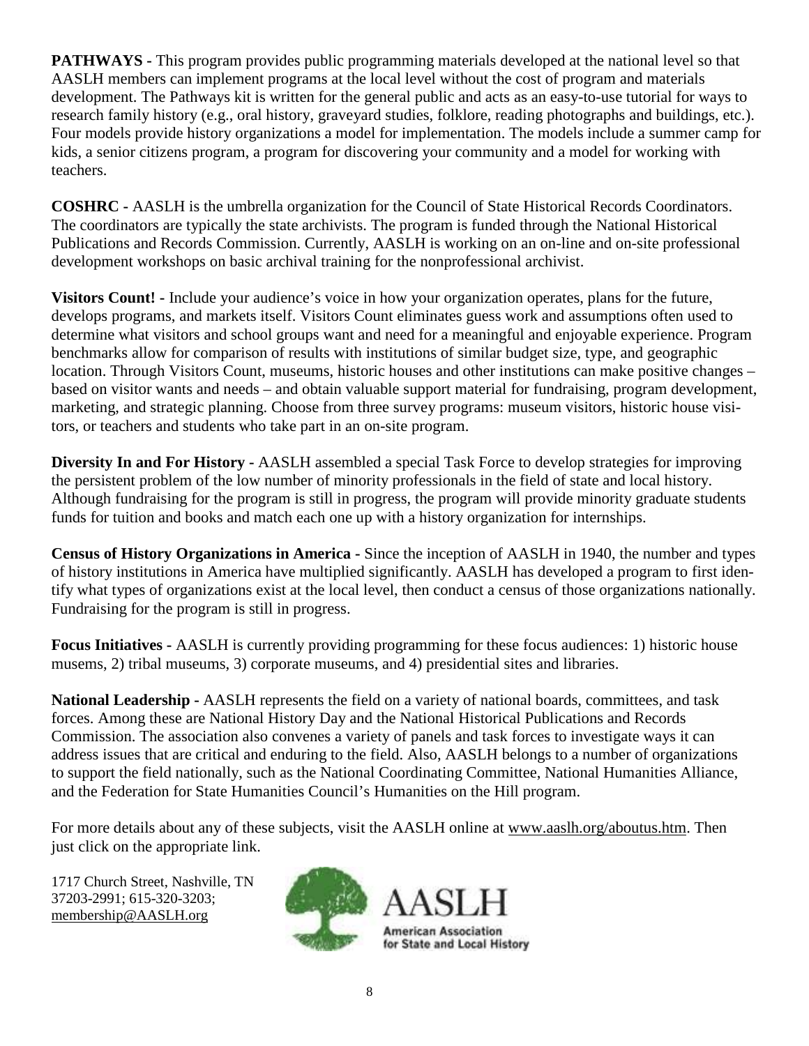**PATHWAYS -** This program provides public programming materials developed at the national level so that AASLH members can implement programs at the local level without the cost of program and materials development. The Pathways kit is written for the general public and acts as an easy-to-use tutorial for ways to research family history (e.g., oral history, graveyard studies, folklore, reading photographs and buildings, etc.). Four models provide history organizations a model for implementation. The models include a summer camp for kids, a senior citizens program, a program for discovering your community and a model for working with teachers.

**COSHRC -** AASLH is the umbrella organization for the Council of State Historical Records Coordinators. The coordinators are typically the state archivists. The program is funded through the National Historical Publications and Records Commission. Currently, AASLH is working on an on-line and on-site professional development workshops on basic archival training for the nonprofessional archivist.

**Visitors Count! -** Include your audience's voice in how your organization operates, plans for the future, develops programs, and markets itself. Visitors Count eliminates guess work and assumptions often used to determine what visitors and school groups want and need for a meaningful and enjoyable experience. Program benchmarks allow for comparison of results with institutions of similar budget size, type, and geographic location. Through Visitors Count, museums, historic houses and other institutions can make positive changes – based on visitor wants and needs – and obtain valuable support material for fundraising, program development, marketing, and strategic planning. Choose from three survey programs: museum visitors, historic house visitors, or teachers and students who take part in an on-site program.

**Diversity In and For History -** AASLH assembled a special Task Force to develop strategies for improving the persistent problem of the low number of minority professionals in the field of state and local history. Although fundraising for the program is still in progress, the program will provide minority graduate students funds for tuition and books and match each one up with a history organization for internships.

**Census of History Organizations in America -** Since the inception of AASLH in 1940, the number and types of history institutions in America have multiplied significantly. AASLH has developed a program to first identify what types of organizations exist at the local level, then conduct a census of those organizations nationally. Fundraising for the program is still in progress.

**Focus Initiatives -** AASLH is currently providing programming for these focus audiences: 1) historic house musems, 2) tribal museums, 3) corporate museums, and 4) presidential sites and libraries.

**National Leadership -** AASLH represents the field on a variety of national boards, committees, and task forces. Among these are National History Day and the National Historical Publications and Records Commission. The association also convenes a variety of panels and task forces to investigate ways it can address issues that are critical and enduring to the field. Also, AASLH belongs to a number of organizations to support the field nationally, such as the National Coordinating Committee, National Humanities Alliance, and the Federation for State Humanities Council's Humanities on the Hill program.

For more details about any of these subjects, visit the AASLH online at www.aaslh.org/aboutus.htm. Then just click on the appropriate link.

1717 Church Street, Nashville, TN 37203-2991; 615-320-3203; membership@AASLH.org

AASLH
American Association for State and Local History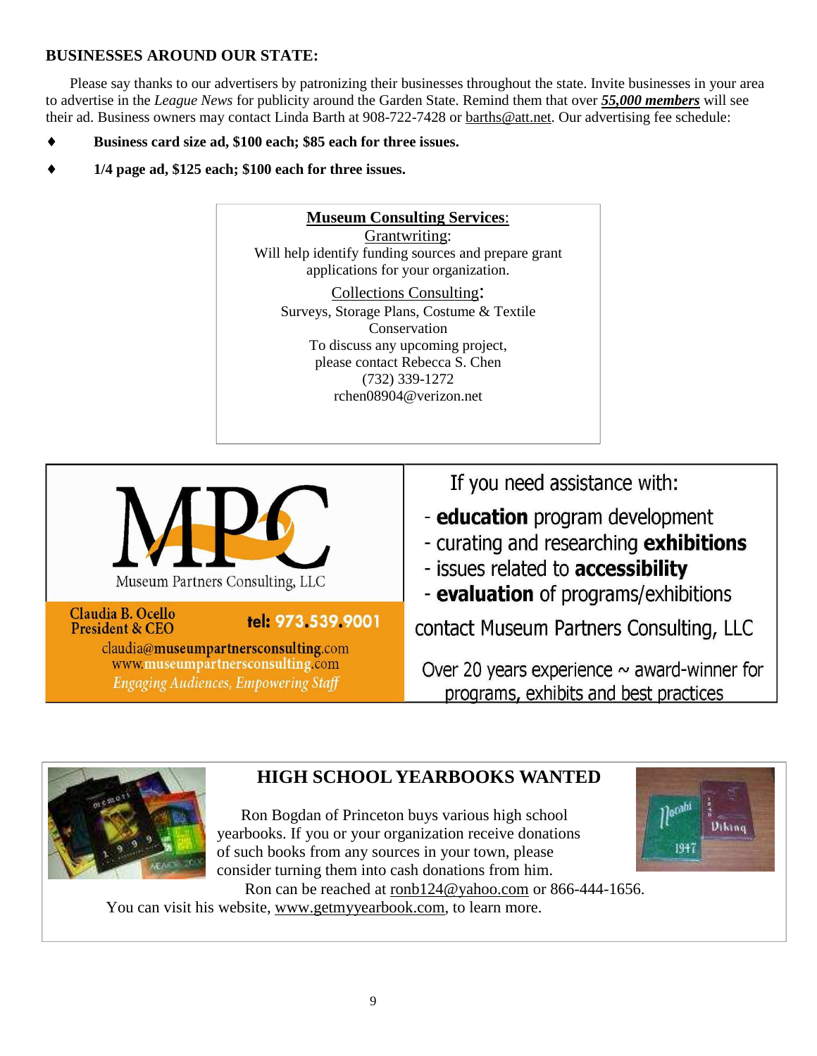## BUSINESSES AROUND OUR STATE:

Please say thanks to our advertisers by patronizing their businesses throughout the state. Invite businesses in your area to advertise in the *League News* for publicity around the Garden State. Remind them that over ***55,000 members*** will see their ad. Business owners may contact Linda Barth at 908-722-7428 or barths@att.net. Our advertising fee schedule:

- **Business card size ad, $100 each; $85 each for three issues.**
- **1/4 page ad, $125 each; $100 each for three issues.**

---

**Museum Consulting Services**:

Grantwriting:
Will help identify funding sources and prepare grant applications for your organization.

Collections Consulting:
Surveys, Storage Plans, Costume & Textile Conservation

To discuss any upcoming project, please contact Rebecca S. Chen
(732) 339-1272
rchen08904@verizon.net

---

MPC
Museum Partners Consulting, LLC

Claudia B. Ocello
President & CEO
tel: 973.539.9001
claudia@museumpartnersconsulting.com
www.museumpartnersconsulting.com
*Engaging Audiences, Empowering Staff*

If you need assistance with:

- **education** program development
- curating and researching **exhibitions**
- issues related to **accessibility**
- **evaluation** of programs/exhibitions

contact Museum Partners Consulting, LLC

Over 20 years experience ~ award-winner for programs, exhibits and best practices

---

## HIGH SCHOOL YEARBOOKS WANTED

Ron Bogdan of Princeton buys various high school yearbooks. If you or your organization receive donations of such books from any sources in your town, please consider turning them into cash donations from him.

Ron can be reached at ronb124@yahoo.com or 866-444-1656. You can visit his website, www.getmyyearbook.com, to learn more.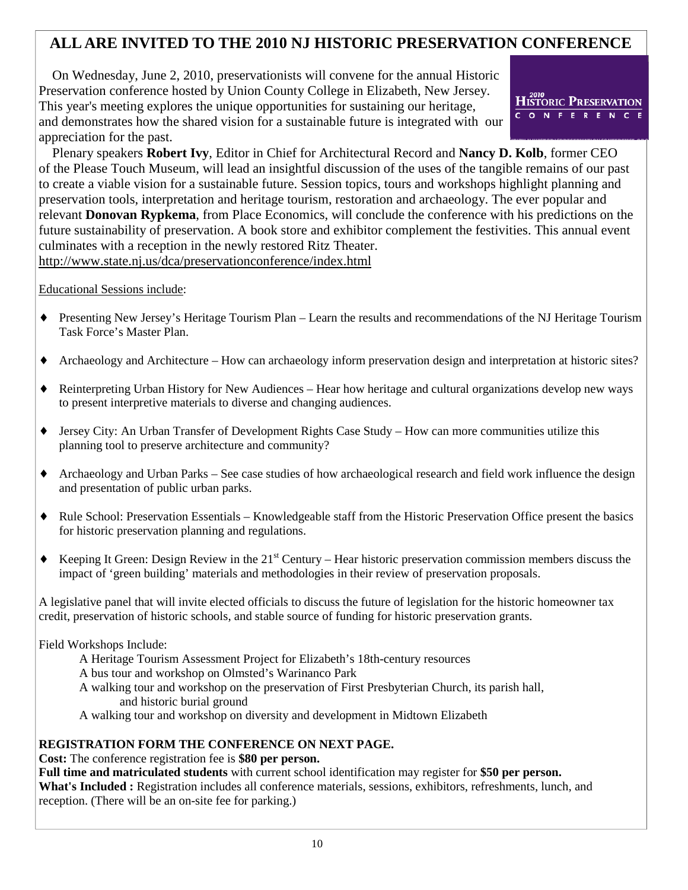# ALL ARE INVITED TO THE 2010 NJ HISTORIC PRESERVATION CONFERENCE

On Wednesday, June 2, 2010, preservationists will convene for the annual Historic Preservation conference hosted by Union County College in Elizabeth, New Jersey. This year's meeting explores the unique opportunities for sustaining our heritage, and demonstrates how the shared vision for a sustainable future is integrated with our appreciation for the past.

2010 HISTORIC PRESERVATION CONFERENCE

Plenary speakers **Robert Ivy**, Editor in Chief for Architectural Record and **Nancy D. Kolb**, former CEO of the Please Touch Museum, will lead an insightful discussion of the uses of the tangible remains of our past to create a viable vision for a sustainable future. Session topics, tours and workshops highlight planning and preservation tools, interpretation and heritage tourism, restoration and archaeology. The ever popular and relevant **Donovan Rypkema**, from Place Economics, will conclude the conference with his predictions on the future sustainability of preservation. A book store and exhibitor complement the festivities. This annual event culminates with a reception in the newly restored Ritz Theater.
http://www.state.nj.us/dca/preservationconference/index.html

Educational Sessions include:

- Presenting New Jersey's Heritage Tourism Plan – Learn the results and recommendations of the NJ Heritage Tourism Task Force's Master Plan.
- Archaeology and Architecture – How can archaeology inform preservation design and interpretation at historic sites?
- Reinterpreting Urban History for New Audiences – Hear how heritage and cultural organizations develop new ways to present interpretive materials to diverse and changing audiences.
- Jersey City: An Urban Transfer of Development Rights Case Study – How can more communities utilize this planning tool to preserve architecture and community?
- Archaeology and Urban Parks – See case studies of how archaeological research and field work influence the design and presentation of public urban parks.
- Rule School: Preservation Essentials – Knowledgeable staff from the Historic Preservation Office present the basics for historic preservation planning and regulations.
- Keeping It Green: Design Review in the 21st Century – Hear historic preservation commission members discuss the impact of 'green building' materials and methodologies in their review of preservation proposals.

A legislative panel that will invite elected officials to discuss the future of legislation for the historic homeowner tax credit, preservation of historic schools, and stable source of funding for historic preservation grants.

Field Workshops Include:

- A Heritage Tourism Assessment Project for Elizabeth's 18th-century resources
- A bus tour and workshop on Olmsted's Warinanco Park
- A walking tour and workshop on the preservation of First Presbyterian Church, its parish hall, and historic burial ground
- A walking tour and workshop on diversity and development in Midtown Elizabeth

**REGISTRATION FORM THE CONFERENCE ON NEXT PAGE.**

**Cost:** The conference registration fee is **$80 per person.**

**Full time and matriculated students** with current school identification may register for **$50 per person.**

**What's Included :** Registration includes all conference materials, sessions, exhibitors, refreshments, lunch, and reception. (There will be an on-site fee for parking.)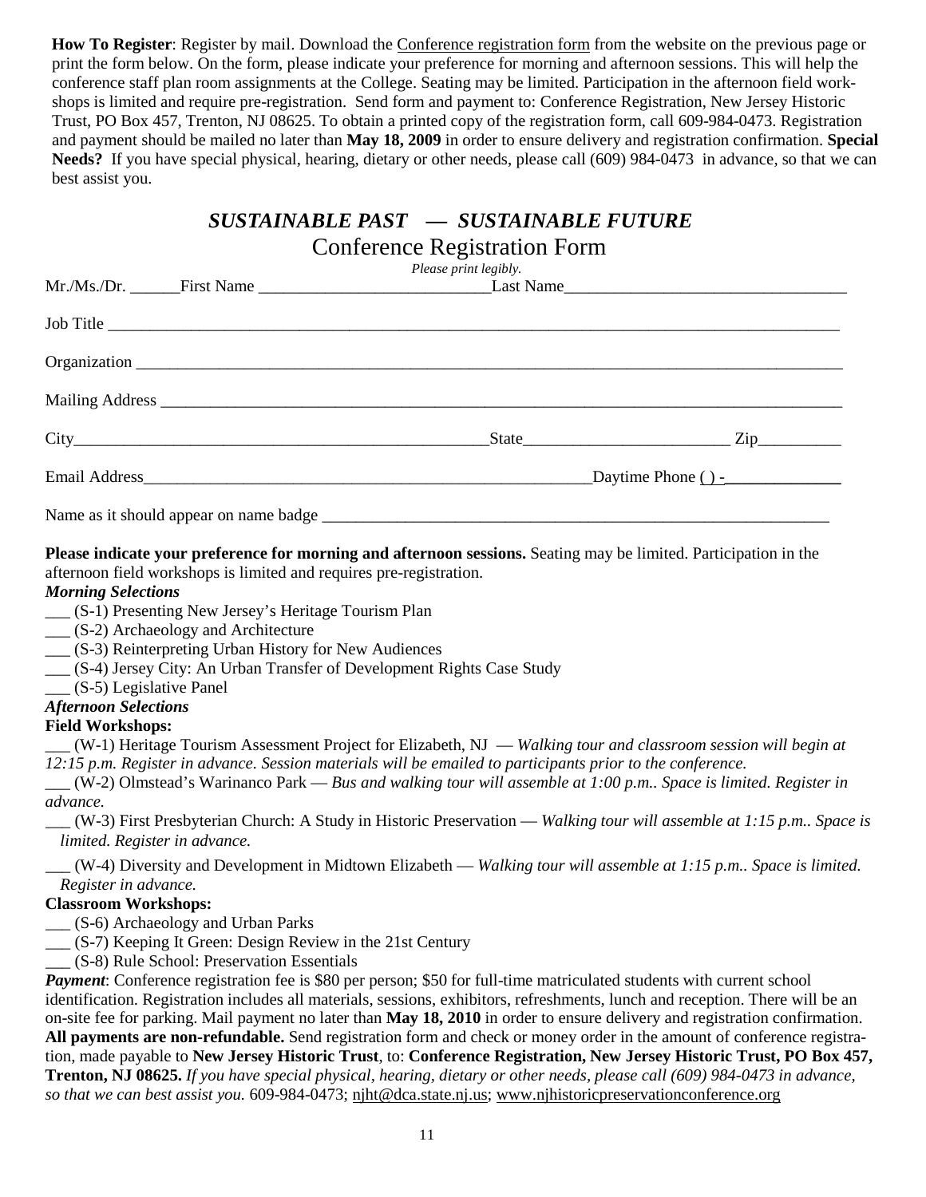**How To Register**: Register by mail. Download the Conference registration form from the website on the previous page or print the form below. On the form, please indicate your preference for morning and afternoon sessions. This will help the conference staff plan room assignments at the College. Seating may be limited. Participation in the afternoon field work-shops is limited and require pre-registration. Send form and payment to: Conference Registration, New Jersey Historic Trust, PO Box 457, Trenton, NJ 08625. To obtain a printed copy of the registration form, call 609-984-0473. Registration and payment should be mailed no later than **May 18, 2009** in order to ensure delivery and registration confirmation. **Special Needs?** If you have special physical, hearing, dietary or other needs, please call (609) 984-0473 in advance, so that we can best assist you.

## *SUSTAINABLE PAST — SUSTAINABLE FUTURE*

## Conference Registration Form

*Please print legibly.*

Mr./Ms./Dr. ______First Name ___________________________Last Name_________________________________

Job Title ______________________________________________________________________________________

Organization ___________________________________________________________________________________

Mailing Address ________________________________________________________________________________

City_____________________________________________State________________________ Zip__________

Email Address_____________________________________________________Daytime Phone ( ) -______________

Name as it should appear on name badge ___________________________________________________________

**Please indicate your preference for morning and afternoon sessions.** Seating may be limited. Participation in the afternoon field workshops is limited and requires pre-registration.

***Morning Selections***

___ (S-1) Presenting New Jersey's Heritage Tourism Plan
___ (S-2) Archaeology and Architecture
___ (S-3) Reinterpreting Urban History for New Audiences
___ (S-4) Jersey City: An Urban Transfer of Development Rights Case Study
___ (S-5) Legislative Panel

***Afternoon Selections***

**Field Workshops:**

___ (W-1) Heritage Tourism Assessment Project for Elizabeth, NJ — *Walking tour and classroom session will begin at 12:15 p.m. Register in advance. Session materials will be emailed to participants prior to the conference.*
___ (W-2) Olmstead's Warinanco Park — *Bus and walking tour will assemble at 1:00 p.m.. Space is limited. Register in advance.*
___ (W-3) First Presbyterian Church: A Study in Historic Preservation — *Walking tour will assemble at 1:15 p.m.. Space is limited. Register in advance.*
___ (W-4) Diversity and Development in Midtown Elizabeth — *Walking tour will assemble at 1:15 p.m.. Space is limited. Register in advance.*

**Classroom Workshops:**

___ (S-6) Archaeology and Urban Parks
___ (S-7) Keeping It Green: Design Review in the 21st Century
___ (S-8) Rule School: Preservation Essentials

***Payment***: Conference registration fee is $80 per person; $50 for full-time matriculated students with current school identification. Registration includes all materials, sessions, exhibitors, refreshments, lunch and reception. There will be an on-site fee for parking. Mail payment no later than **May 18, 2010** in order to ensure delivery and registration confirmation. **All payments are non-refundable.** Send registration form and check or money order in the amount of conference registration, made payable to **New Jersey Historic Trust**, to: **Conference Registration, New Jersey Historic Trust, PO Box 457, Trenton, NJ 08625.** *If you have special physical, hearing, dietary or other needs, please call (609) 984-0473 in advance, so that we can best assist you.* 609-984-0473; njht@dca.state.nj.us; www.njhistoricpreservationconference.org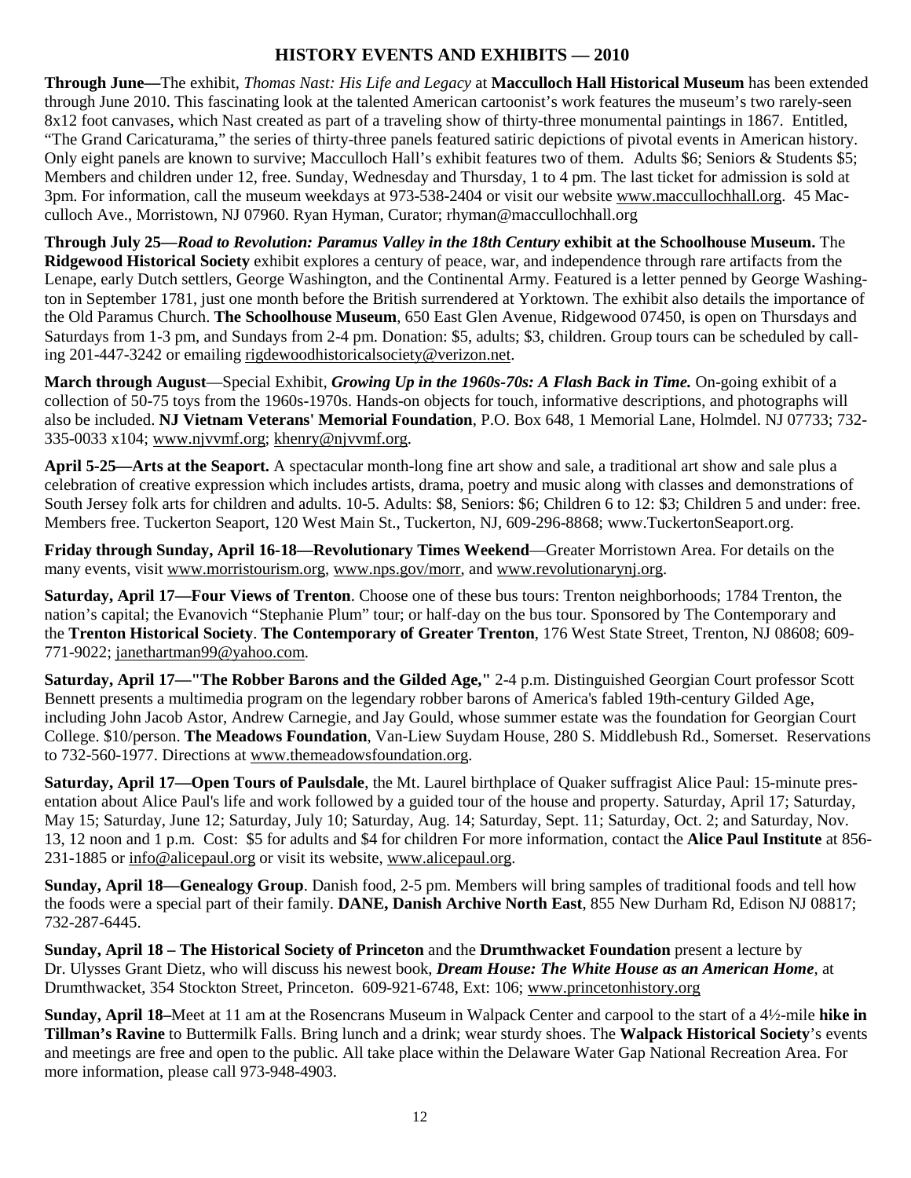## HISTORY EVENTS AND EXHIBITS — 2010

**Through June—**The exhibit, *Thomas Nast: His Life and Legacy* at **Macculloch Hall Historical Museum** has been extended through June 2010. This fascinating look at the talented American cartoonist's work features the museum's two rarely-seen 8x12 foot canvases, which Nast created as part of a traveling show of thirty-three monumental paintings in 1867. Entitled, "The Grand Caricaturama," the series of thirty-three panels featured satiric depictions of pivotal events in American history. Only eight panels are known to survive; Macculloch Hall's exhibit features two of them. Adults $6; Seniors & Students $5; Members and children under 12, free. Sunday, Wednesday and Thursday, 1 to 4 pm. The last ticket for admission is sold at 3pm. For information, call the museum weekdays at 973-538-2404 or visit our website www.maccullochhall.org. 45 Macculloch Ave., Morristown, NJ 07960. Ryan Hyman, Curator; rhyman@maccullochhall.org

**Through July 25—*Road to Revolution: Paramus Valley in the 18th Century* exhibit at the Schoolhouse Museum.** The **Ridgewood Historical Society** exhibit explores a century of peace, war, and independence through rare artifacts from the Lenape, early Dutch settlers, George Washington, and the Continental Army. Featured is a letter penned by George Washington in September 1781, just one month before the British surrendered at Yorktown. The exhibit also details the importance of the Old Paramus Church. **The Schoolhouse Museum**, 650 East Glen Avenue, Ridgewood 07450, is open on Thursdays and Saturdays from 1-3 pm, and Sundays from 2-4 pm. Donation: $5, adults; $3, children. Group tours can be scheduled by calling 201-447-3242 or emailing rigdewoodhistoricalsociety@verizon.net.

**March through August**—Special Exhibit, ***Growing Up in the 1960s-70s: A Flash Back in Time.*** On-going exhibit of a collection of 50-75 toys from the 1960s-1970s. Hands-on objects for touch, informative descriptions, and photographs will also be included. **NJ Vietnam Veterans' Memorial Foundation**, P.O. Box 648, 1 Memorial Lane, Holmdel. NJ 07733; 732-335-0033 x104; www.njvvmf.org; khenry@njvvmf.org.

**April 5-25—Arts at the Seaport.** A spectacular month-long fine art show and sale, a traditional art show and sale plus a celebration of creative expression which includes artists, drama, poetry and music along with classes and demonstrations of South Jersey folk arts for children and adults. 10-5. Adults: $8, Seniors: $6; Children 6 to 12: $3; Children 5 and under: free. Members free. Tuckerton Seaport, 120 West Main St., Tuckerton, NJ, 609-296-8868; www.TuckertonSeaport.org.

**Friday through Sunday, April 16-18—Revolutionary Times Weekend**—Greater Morristown Area. For details on the many events, visit www.morristourism.org, www.nps.gov/morr, and www.revolutionarynj.org.

**Saturday, April 17—Four Views of Trenton**. Choose one of these bus tours: Trenton neighborhoods; 1784 Trenton, the nation's capital; the Evanovich "Stephanie Plum" tour; or half-day on the bus tour. Sponsored by The Contemporary and the **Trenton Historical Society**. **The Contemporary of Greater Trenton**, 176 West State Street, Trenton, NJ 08608; 609-771-9022; janethartman99@yahoo.com.

**Saturday, April 17—"The Robber Barons and the Gilded Age,"** 2-4 p.m. Distinguished Georgian Court professor Scott Bennett presents a multimedia program on the legendary robber barons of America's fabled 19th-century Gilded Age, including John Jacob Astor, Andrew Carnegie, and Jay Gould, whose summer estate was the foundation for Georgian Court College. $10/person. **The Meadows Foundation**, Van-Liew Suydam House, 280 S. Middlebush Rd., Somerset. Reservations to 732-560-1977. Directions at www.themeadowsfoundation.org.

**Saturday, April 17—Open Tours of Paulsdale**, the Mt. Laurel birthplace of Quaker suffragist Alice Paul: 15-minute presentation about Alice Paul's life and work followed by a guided tour of the house and property. Saturday, April 17; Saturday, May 15; Saturday, June 12; Saturday, July 10; Saturday, Aug. 14; Saturday, Sept. 11; Saturday, Oct. 2; and Saturday, Nov. 13, 12 noon and 1 p.m. Cost: $5 for adults and $4 for children For more information, contact the **Alice Paul Institute** at 856-231-1885 or info@alicepaul.org or visit its website, www.alicepaul.org.

**Sunday, April 18—Genealogy Group**. Danish food, 2-5 pm. Members will bring samples of traditional foods and tell how the foods were a special part of their family. **DANE, Danish Archive North East**, 855 New Durham Rd, Edison NJ 08817; 732-287-6445.

**Sunday, April 18 – The Historical Society of Princeton** and the **Drumthwacket Foundation** present a lecture by Dr. Ulysses Grant Dietz, who will discuss his newest book, ***Dream House: The White House as an American Home***, at Drumthwacket, 354 Stockton Street, Princeton. 609-921-6748, Ext: 106; www.princetonhistory.org

**Sunday, April 18–**Meet at 11 am at the Rosencrans Museum in Walpack Center and carpool to the start of a 4½-mile **hike in Tillman's Ravine** to Buttermilk Falls. Bring lunch and a drink; wear sturdy shoes. The **Walpack Historical Society**'s events and meetings are free and open to the public. All take place within the Delaware Water Gap National Recreation Area. For more information, please call 973-948-4903.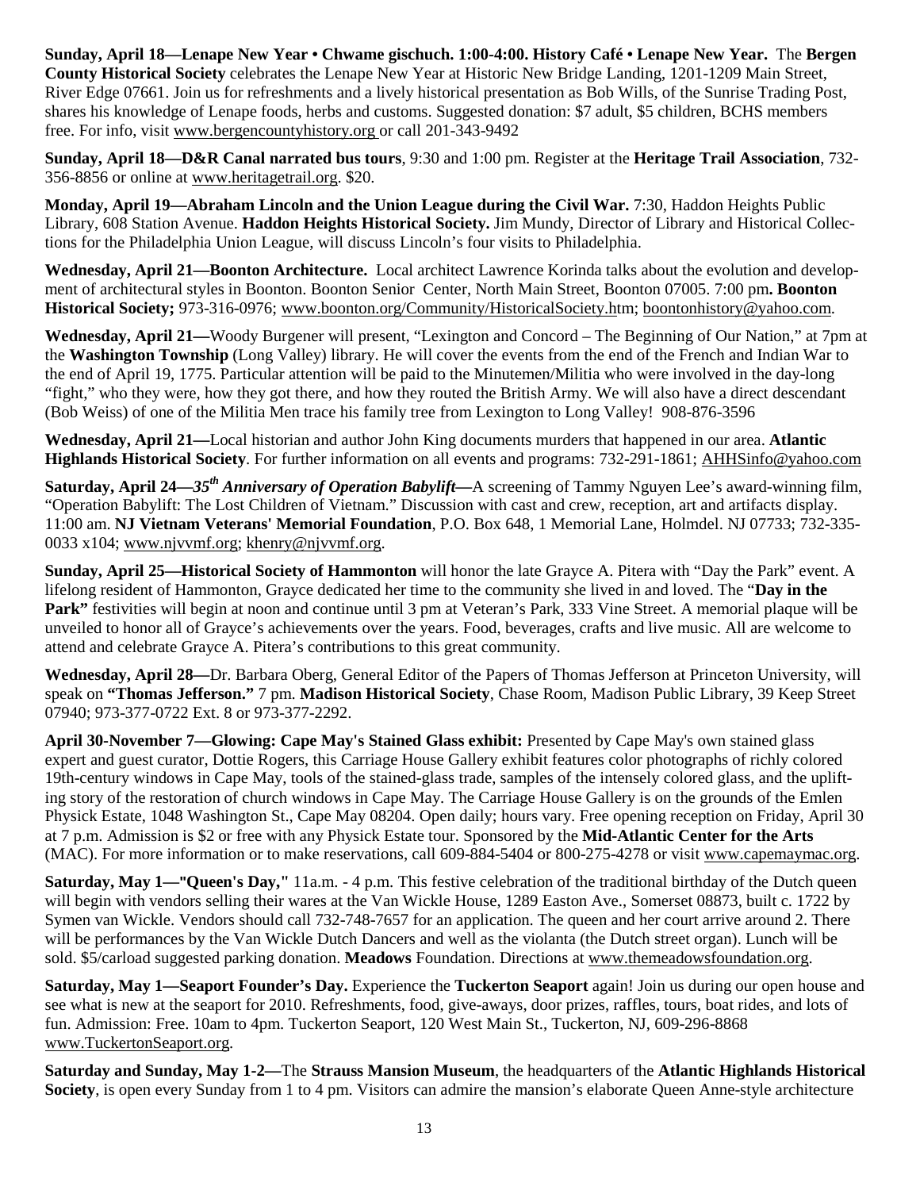**Sunday, April 18—Lenape New Year • Chwame gischuch. 1:00-4:00. History Café • Lenape New Year.** The **Bergen County Historical Society** celebrates the Lenape New Year at Historic New Bridge Landing, 1201-1209 Main Street, River Edge 07661. Join us for refreshments and a lively historical presentation as Bob Wills, of the Sunrise Trading Post, shares his knowledge of Lenape foods, herbs and customs. Suggested donation: $7 adult, $5 children, BCHS members free. For info, visit www.bergencountyhistory.org or call 201-343-9492

**Sunday, April 18—D&R Canal narrated bus tours**, 9:30 and 1:00 pm. Register at the **Heritage Trail Association**, 732-356-8856 or online at www.heritagetrail.org. $20.

**Monday, April 19—Abraham Lincoln and the Union League during the Civil War.** 7:30, Haddon Heights Public Library, 608 Station Avenue. **Haddon Heights Historical Society.** Jim Mundy, Director of Library and Historical Collections for the Philadelphia Union League, will discuss Lincoln's four visits to Philadelphia.

**Wednesday, April 21—Boonton Architecture.** Local architect Lawrence Korinda talks about the evolution and development of architectural styles in Boonton. Boonton Senior Center, North Main Street, Boonton 07005. 7:00 pm**. Boonton Historical Society;** 973-316-0976; www.boonton.org/Community/HistoricalSociety.htm; boontonhistory@yahoo.com.

**Wednesday, April 21—**Woody Burgener will present, "Lexington and Concord – The Beginning of Our Nation," at 7pm at the **Washington Township** (Long Valley) library. He will cover the events from the end of the French and Indian War to the end of April 19, 1775. Particular attention will be paid to the Minutemen/Militia who were involved in the day-long "fight," who they were, how they got there, and how they routed the British Army. We will also have a direct descendant (Bob Weiss) of one of the Militia Men trace his family tree from Lexington to Long Valley! 908-876-3596

**Wednesday, April 21—**Local historian and author John King documents murders that happened in our area. **Atlantic Highlands Historical Society**. For further information on all events and programs: 732-291-1861; AHHSinfo@yahoo.com

**Saturday, April 24—*35th Anniversary of Operation Babylift*—**A screening of Tammy Nguyen Lee's award-winning film, "Operation Babylift: The Lost Children of Vietnam." Discussion with cast and crew, reception, art and artifacts display. 11:00 am. **NJ Vietnam Veterans' Memorial Foundation**, P.O. Box 648, 1 Memorial Lane, Holmdel. NJ 07733; 732-335-0033 x104; www.njvvmf.org; khenry@njvvmf.org.

**Sunday, April 25—Historical Society of Hammonton** will honor the late Grayce A. Pitera with "Day the Park" event. A lifelong resident of Hammonton, Grayce dedicated her time to the community she lived in and loved. The "**Day in the Park"** festivities will begin at noon and continue until 3 pm at Veteran's Park, 333 Vine Street. A memorial plaque will be unveiled to honor all of Grayce's achievements over the years. Food, beverages, crafts and live music. All are welcome to attend and celebrate Grayce A. Pitera's contributions to this great community.

**Wednesday, April 28—**Dr. Barbara Oberg, General Editor of the Papers of Thomas Jefferson at Princeton University, will speak on **"Thomas Jefferson."** 7 pm. **Madison Historical Society**, Chase Room, Madison Public Library, 39 Keep Street 07940; 973-377-0722 Ext. 8 or 973-377-2292.

**April 30-November 7—Glowing: Cape May's Stained Glass exhibit:** Presented by Cape May's own stained glass expert and guest curator, Dottie Rogers, this Carriage House Gallery exhibit features color photographs of richly colored 19th-century windows in Cape May, tools of the stained-glass trade, samples of the intensely colored glass, and the uplifting story of the restoration of church windows in Cape May. The Carriage House Gallery is on the grounds of the Emlen Physick Estate, 1048 Washington St., Cape May 08204. Open daily; hours vary. Free opening reception on Friday, April 30 at 7 p.m. Admission is $2 or free with any Physick Estate tour. Sponsored by the **Mid-Atlantic Center for the Arts** (MAC). For more information or to make reservations, call 609-884-5404 or 800-275-4278 or visit www.capemaymac.org.

**Saturday, May 1—"Queen's Day,"** 11a.m. - 4 p.m. This festive celebration of the traditional birthday of the Dutch queen will begin with vendors selling their wares at the Van Wickle House, 1289 Easton Ave., Somerset 08873, built c. 1722 by Symen van Wickle. Vendors should call 732-748-7657 for an application. The queen and her court arrive around 2. There will be performances by the Van Wickle Dutch Dancers and well as the violanta (the Dutch street organ). Lunch will be sold. $5/carload suggested parking donation. **Meadows** Foundation. Directions at www.themeadowsfoundation.org.

**Saturday, May 1—Seaport Founder's Day.** Experience the **Tuckerton Seaport** again! Join us during our open house and see what is new at the seaport for 2010. Refreshments, food, give-aways, door prizes, raffles, tours, boat rides, and lots of fun. Admission: Free. 10am to 4pm. Tuckerton Seaport, 120 West Main St., Tuckerton, NJ, 609-296-8868 www.TuckertonSeaport.org.

**Saturday and Sunday, May 1-2—**The **Strauss Mansion Museum**, the headquarters of the **Atlantic Highlands Historical Society**, is open every Sunday from 1 to 4 pm. Visitors can admire the mansion's elaborate Queen Anne-style architecture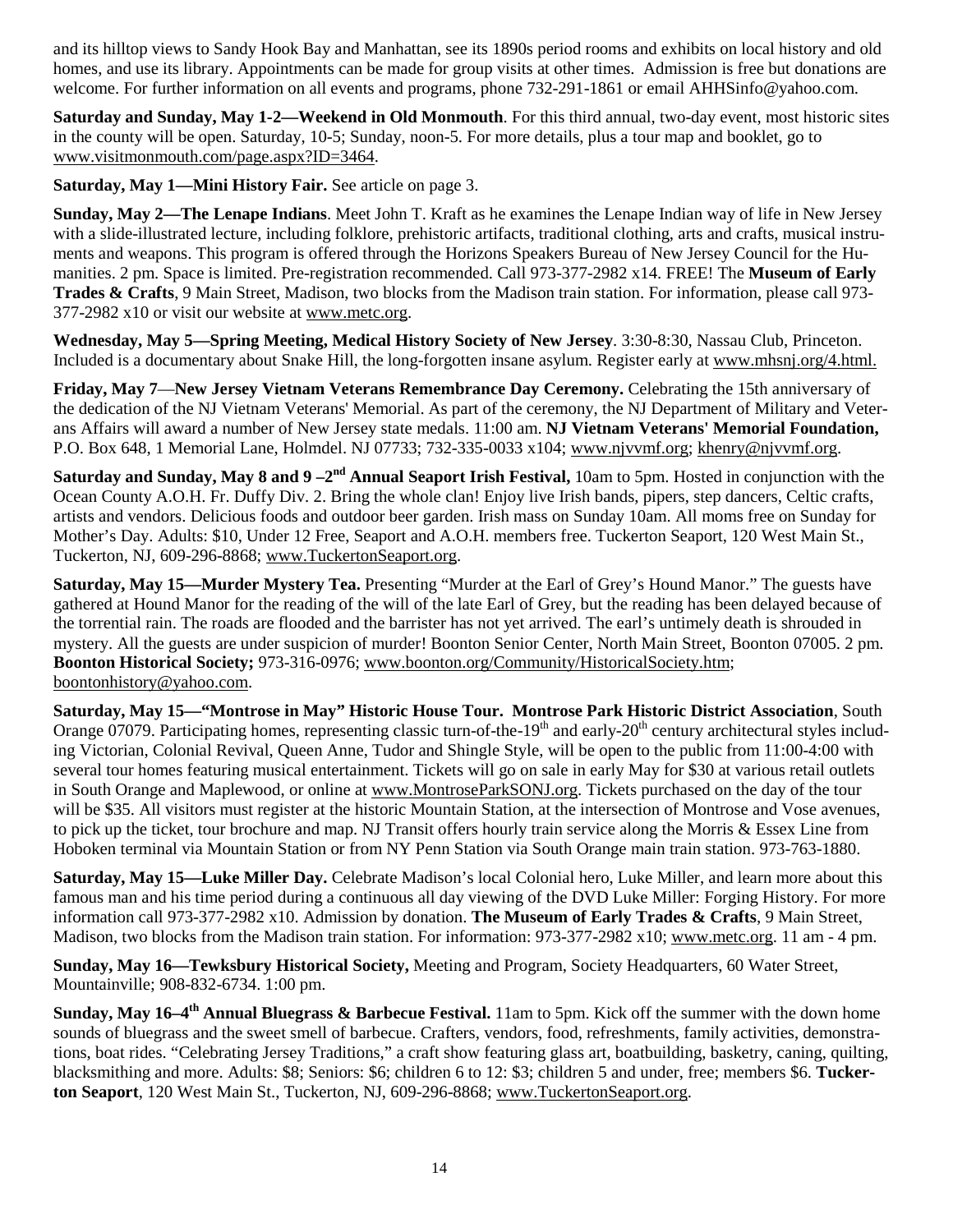and its hilltop views to Sandy Hook Bay and Manhattan, see its 1890s period rooms and exhibits on local history and old homes, and use its library. Appointments can be made for group visits at other times. Admission is free but donations are welcome. For further information on all events and programs, phone 732-291-1861 or email AHHSinfo@yahoo.com.

**Saturday and Sunday, May 1-2—Weekend in Old Monmouth**. For this third annual, two-day event, most historic sites in the county will be open. Saturday, 10-5; Sunday, noon-5. For more details, plus a tour map and booklet, go to www.visitmonmouth.com/page.aspx?ID=3464.

**Saturday, May 1—Mini History Fair.** See article on page 3.

**Sunday, May 2—The Lenape Indians**. Meet John T. Kraft as he examines the Lenape Indian way of life in New Jersey with a slide-illustrated lecture, including folklore, prehistoric artifacts, traditional clothing, arts and crafts, musical instruments and weapons. This program is offered through the Horizons Speakers Bureau of New Jersey Council for the Humanities. 2 pm. Space is limited. Pre-registration recommended. Call 973-377-2982 x14. FREE! The **Museum of Early Trades & Crafts**, 9 Main Street, Madison, two blocks from the Madison train station. For information, please call 973-377-2982 x10 or visit our website at www.metc.org.

**Wednesday, May 5—Spring Meeting, Medical History Society of New Jersey**. 3:30-8:30, Nassau Club, Princeton. Included is a documentary about Snake Hill, the long-forgotten insane asylum. Register early at www.mhsnj.org/4.html.

**Friday, May 7—New Jersey Vietnam Veterans Remembrance Day Ceremony.** Celebrating the 15th anniversary of the dedication of the NJ Vietnam Veterans' Memorial. As part of the ceremony, the NJ Department of Military and Veterans Affairs will award a number of New Jersey state medals. 11:00 am. **NJ Vietnam Veterans' Memorial Foundation,** P.O. Box 648, 1 Memorial Lane, Holmdel. NJ 07733; 732-335-0033 x104; www.njvvmf.org; khenry@njvvmf.org.

**Saturday and Sunday, May 8 and 9 –2nd Annual Seaport Irish Festival,** 10am to 5pm. Hosted in conjunction with the Ocean County A.O.H. Fr. Duffy Div. 2. Bring the whole clan! Enjoy live Irish bands, pipers, step dancers, Celtic crafts, artists and vendors. Delicious foods and outdoor beer garden. Irish mass on Sunday 10am. All moms free on Sunday for Mother's Day. Adults: $10, Under 12 Free, Seaport and A.O.H. members free. Tuckerton Seaport, 120 West Main St., Tuckerton, NJ, 609-296-8868; www.TuckertonSeaport.org.

**Saturday, May 15—Murder Mystery Tea.** Presenting "Murder at the Earl of Grey's Hound Manor." The guests have gathered at Hound Manor for the reading of the will of the late Earl of Grey, but the reading has been delayed because of the torrential rain. The roads are flooded and the barrister has not yet arrived. The earl's untimely death is shrouded in mystery. All the guests are under suspicion of murder! Boonton Senior Center, North Main Street, Boonton 07005. 2 pm. **Boonton Historical Society;** 973-316-0976; www.boonton.org/Community/HistoricalSociety.htm; boontonhistory@yahoo.com.

**Saturday, May 15—"Montrose in May" Historic House Tour. Montrose Park Historic District Association**, South Orange 07079. Participating homes, representing classic turn-of-the-19th and early-20th century architectural styles including Victorian, Colonial Revival, Queen Anne, Tudor and Shingle Style, will be open to the public from 11:00-4:00 with several tour homes featuring musical entertainment. Tickets will go on sale in early May for $30 at various retail outlets in South Orange and Maplewood, or online at www.MontroseParkSONJ.org. Tickets purchased on the day of the tour will be $35. All visitors must register at the historic Mountain Station, at the intersection of Montrose and Vose avenues, to pick up the ticket, tour brochure and map. NJ Transit offers hourly train service along the Morris & Essex Line from Hoboken terminal via Mountain Station or from NY Penn Station via South Orange main train station. 973-763-1880.

**Saturday, May 15—Luke Miller Day.** Celebrate Madison's local Colonial hero, Luke Miller, and learn more about this famous man and his time period during a continuous all day viewing of the DVD Luke Miller: Forging History. For more information call 973-377-2982 x10. Admission by donation. **The Museum of Early Trades & Crafts**, 9 Main Street, Madison, two blocks from the Madison train station. For information: 973-377-2982 x10; www.metc.org. 11 am - 4 pm.

**Sunday, May 16—Tewksbury Historical Society,** Meeting and Program, Society Headquarters, 60 Water Street, Mountainville; 908-832-6734. 1:00 pm.

**Sunday, May 16–4th Annual Bluegrass & Barbecue Festival.** 11am to 5pm. Kick off the summer with the down home sounds of bluegrass and the sweet smell of barbecue. Crafters, vendors, food, refreshments, family activities, demonstrations, boat rides. "Celebrating Jersey Traditions," a craft show featuring glass art, boatbuilding, basketry, caning, quilting, blacksmithing and more. Adults: $8; Seniors: $6; children 6 to 12: $3; children 5 and under, free; members $6. **Tuckerton Seaport**, 120 West Main St., Tuckerton, NJ, 609-296-8868; www.TuckertonSeaport.org.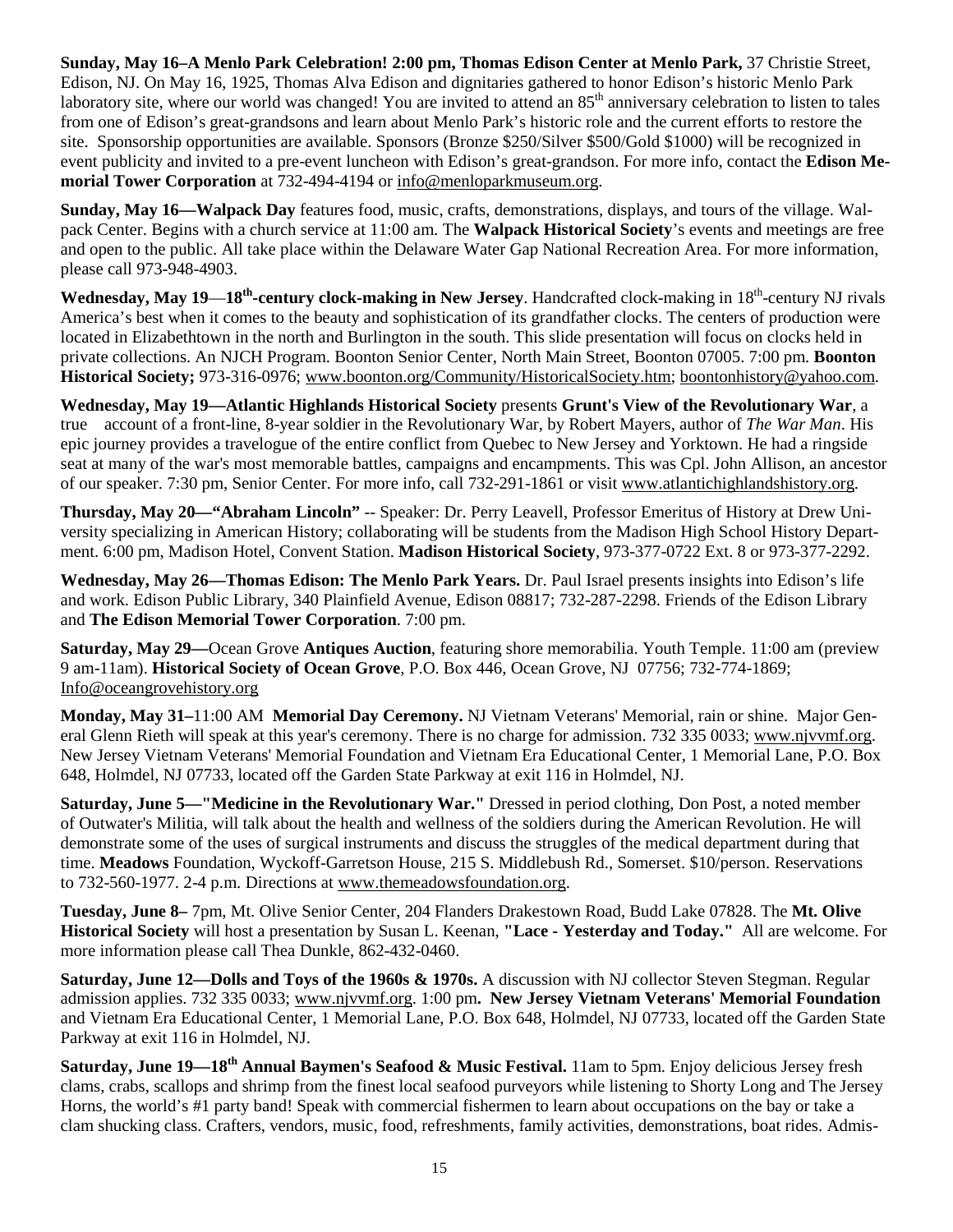**Sunday, May 16–A Menlo Park Celebration! 2:00 pm, Thomas Edison Center at Menlo Park,** 37 Christie Street, Edison, NJ. On May 16, 1925, Thomas Alva Edison and dignitaries gathered to honor Edison's historic Menlo Park laboratory site, where our world was changed! You are invited to attend an 85th anniversary celebration to listen to tales from one of Edison's great-grandsons and learn about Menlo Park's historic role and the current efforts to restore the site. Sponsorship opportunities are available. Sponsors (Bronze $250/Silver $500/Gold $1000) will be recognized in event publicity and invited to a pre-event luncheon with Edison's great-grandson. For more info, contact the **Edison Memorial Tower Corporation** at 732-494-4194 or info@menloparkmuseum.org.

**Sunday, May 16—Walpack Day** features food, music, crafts, demonstrations, displays, and tours of the village. Walpack Center. Begins with a church service at 11:00 am. The **Walpack Historical Society**'s events and meetings are free and open to the public. All take place within the Delaware Water Gap National Recreation Area. For more information, please call 973-948-4903.

**Wednesday, May 19—18th-century clock-making in New Jersey**. Handcrafted clock-making in 18th-century NJ rivals America's best when it comes to the beauty and sophistication of its grandfather clocks. The centers of production were located in Elizabethtown in the north and Burlington in the south. This slide presentation will focus on clocks held in private collections. An NJCH Program. Boonton Senior Center, North Main Street, Boonton 07005. 7:00 pm. **Boonton Historical Society;** 973-316-0976; www.boonton.org/Community/HistoricalSociety.htm; boontonhistory@yahoo.com.

**Wednesday, May 19—Atlantic Highlands Historical Society** presents **Grunt's View of the Revolutionary War**, a true account of a front-line, 8-year soldier in the Revolutionary War, by Robert Mayers, author of *The War Man*. His epic journey provides a travelogue of the entire conflict from Quebec to New Jersey and Yorktown. He had a ringside seat at many of the war's most memorable battles, campaigns and encampments. This was Cpl. John Allison, an ancestor of our speaker. 7:30 pm, Senior Center. For more info, call 732-291-1861 or visit www.atlantichighlandshistory.org.

**Thursday, May 20—"Abraham Lincoln"** -- Speaker: Dr. Perry Leavell, Professor Emeritus of History at Drew University specializing in American History; collaborating will be students from the Madison High School History Department. 6:00 pm, Madison Hotel, Convent Station. **Madison Historical Society**, 973-377-0722 Ext. 8 or 973-377-2292.

**Wednesday, May 26—Thomas Edison: The Menlo Park Years.** Dr. Paul Israel presents insights into Edison's life and work. Edison Public Library, 340 Plainfield Avenue, Edison 08817; 732-287-2298. Friends of the Edison Library and **The Edison Memorial Tower Corporation**. 7:00 pm.

**Saturday, May 29—**Ocean Grove **Antiques Auction**, featuring shore memorabilia. Youth Temple. 11:00 am (preview 9 am-11am). **Historical Society of Ocean Grove**, P.O. Box 446, Ocean Grove, NJ 07756; 732-774-1869; Info@oceangrovehistory.org

**Monday, May 31–**11:00 AM **Memorial Day Ceremony.** NJ Vietnam Veterans' Memorial, rain or shine. Major General Glenn Rieth will speak at this year's ceremony. There is no charge for admission. 732 335 0033; www.njvvmf.org. New Jersey Vietnam Veterans' Memorial Foundation and Vietnam Era Educational Center, 1 Memorial Lane, P.O. Box 648, Holmdel, NJ 07733, located off the Garden State Parkway at exit 116 in Holmdel, NJ.

**Saturday, June 5—"Medicine in the Revolutionary War."** Dressed in period clothing, Don Post, a noted member of Outwater's Militia, will talk about the health and wellness of the soldiers during the American Revolution. He will demonstrate some of the uses of surgical instruments and discuss the struggles of the medical department during that time. **Meadows** Foundation, Wyckoff-Garretson House, 215 S. Middlebush Rd., Somerset. $10/person. Reservations to 732-560-1977. 2-4 p.m. Directions at www.themeadowsfoundation.org.

**Tuesday, June 8–** 7pm, Mt. Olive Senior Center, 204 Flanders Drakestown Road, Budd Lake 07828. The **Mt. Olive Historical Society** will host a presentation by Susan L. Keenan, **"Lace - Yesterday and Today."** All are welcome. For more information please call Thea Dunkle, 862-432-0460.

**Saturday, June 12—Dolls and Toys of the 1960s & 1970s.** A discussion with NJ collector Steven Stegman. Regular admission applies. 732 335 0033; www.njvvmf.org. 1:00 pm**. New Jersey Vietnam Veterans' Memorial Foundation** and Vietnam Era Educational Center, 1 Memorial Lane, P.O. Box 648, Holmdel, NJ 07733, located off the Garden State Parkway at exit 116 in Holmdel, NJ.

**Saturday, June 19—18th Annual Baymen's Seafood & Music Festival.** 11am to 5pm. Enjoy delicious Jersey fresh clams, crabs, scallops and shrimp from the finest local seafood purveyors while listening to Shorty Long and The Jersey Horns, the world's #1 party band! Speak with commercial fishermen to learn about occupations on the bay or take a clam shucking class. Crafters, vendors, music, food, refreshments, family activities, demonstrations, boat rides. Admis-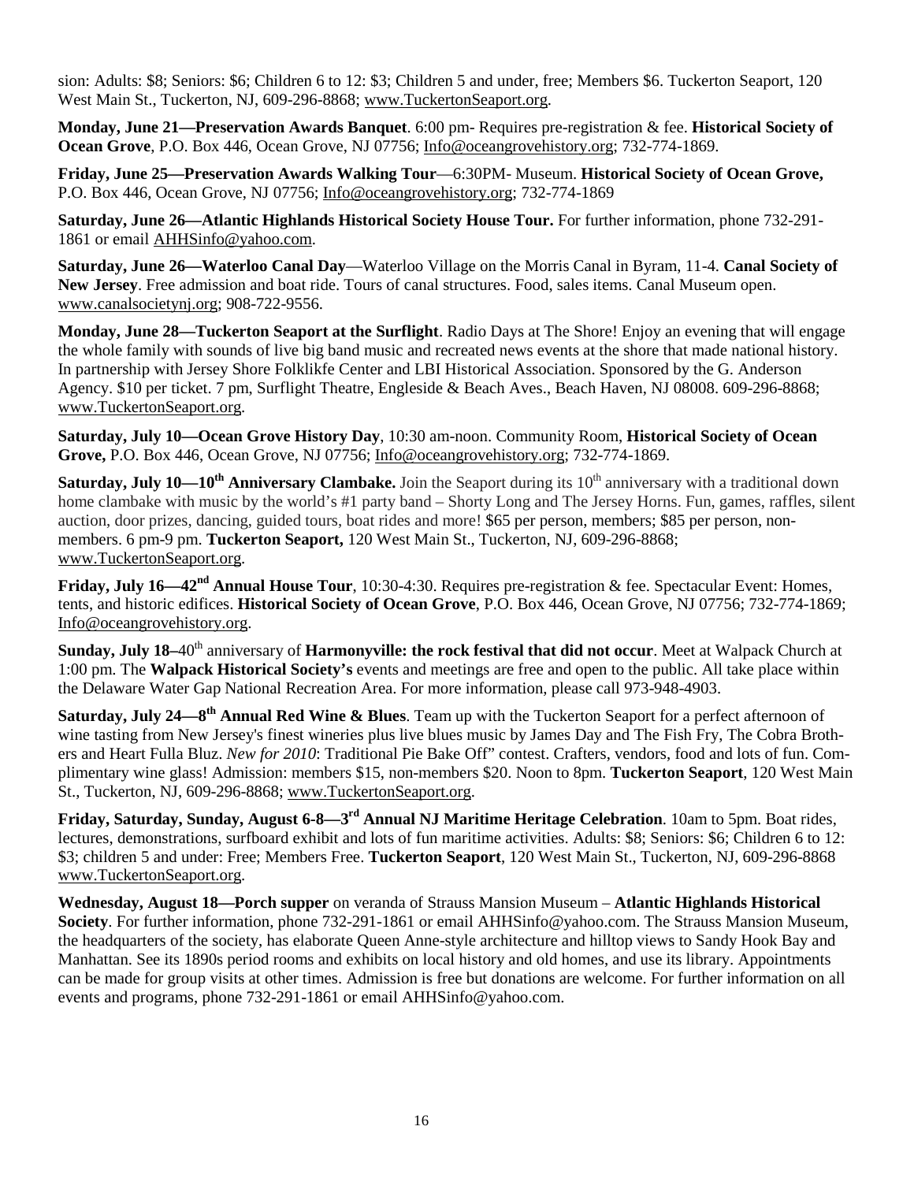sion: Adults: $8; Seniors: $6; Children 6 to 12: $3; Children 5 and under, free; Members $6. Tuckerton Seaport, 120 West Main St., Tuckerton, NJ, 609-296-8868; www.TuckertonSeaport.org.

**Monday, June 21—Preservation Awards Banquet**. 6:00 pm- Requires pre-registration & fee. **Historical Society of Ocean Grove**, P.O. Box 446, Ocean Grove, NJ 07756; Info@oceangrovehistory.org; 732-774-1869.

**Friday, June 25—Preservation Awards Walking Tour**—6:30PM- Museum. **Historical Society of Ocean Grove,** P.O. Box 446, Ocean Grove, NJ 07756; Info@oceangrovehistory.org; 732-774-1869

**Saturday, June 26—Atlantic Highlands Historical Society House Tour.** For further information, phone 732-291-1861 or email AHHSinfo@yahoo.com.

**Saturday, June 26—Waterloo Canal Day**—Waterloo Village on the Morris Canal in Byram, 11-4. **Canal Society of New Jersey**. Free admission and boat ride. Tours of canal structures. Food, sales items. Canal Museum open. www.canalsocietynj.org; 908-722-9556.

**Monday, June 28—Tuckerton Seaport at the Surflight**. Radio Days at The Shore! Enjoy an evening that will engage the whole family with sounds of live big band music and recreated news events at the shore that made national history. In partnership with Jersey Shore Folklikfe Center and LBI Historical Association. Sponsored by the G. Anderson Agency. $10 per ticket. 7 pm, Surflight Theatre, Engleside & Beach Aves., Beach Haven, NJ 08008. 609-296-8868; www.TuckertonSeaport.org.

**Saturday, July 10—Ocean Grove History Day**, 10:30 am-noon. Community Room, **Historical Society of Ocean Grove,** P.O. Box 446, Ocean Grove, NJ 07756; Info@oceangrovehistory.org; 732-774-1869.

**Saturday, July 10—10th Anniversary Clambake.** Join the Seaport during its 10th anniversary with a traditional down home clambake with music by the world's #1 party band – Shorty Long and The Jersey Horns. Fun, games, raffles, silent auction, door prizes, dancing, guided tours, boat rides and more! $65 per person, members; $85 per person, non-members. 6 pm-9 pm. **Tuckerton Seaport,** 120 West Main St., Tuckerton, NJ, 609-296-8868; www.TuckertonSeaport.org.

**Friday, July 16—42nd Annual House Tour**, 10:30-4:30. Requires pre-registration & fee. Spectacular Event: Homes, tents, and historic edifices. **Historical Society of Ocean Grove**, P.O. Box 446, Ocean Grove, NJ 07756; 732-774-1869; Info@oceangrovehistory.org.

**Sunday, July 18–**40th anniversary of **Harmonyville: the rock festival that did not occur**. Meet at Walpack Church at 1:00 pm. The **Walpack Historical Society's** events and meetings are free and open to the public. All take place within the Delaware Water Gap National Recreation Area. For more information, please call 973-948-4903.

**Saturday, July 24—8th Annual Red Wine & Blues**. Team up with the Tuckerton Seaport for a perfect afternoon of wine tasting from New Jersey's finest wineries plus live blues music by James Day and The Fish Fry, The Cobra Brothers and Heart Fulla Bluz. *New for 2010*: Traditional Pie Bake Off" contest. Crafters, vendors, food and lots of fun. Complimentary wine glass! Admission: members $15, non-members $20. Noon to 8pm. **Tuckerton Seaport**, 120 West Main St., Tuckerton, NJ, 609-296-8868; www.TuckertonSeaport.org.

**Friday, Saturday, Sunday, August 6-8—3rd Annual NJ Maritime Heritage Celebration**. 10am to 5pm. Boat rides, lectures, demonstrations, surfboard exhibit and lots of fun maritime activities. Adults: $8; Seniors: $6; Children 6 to 12: $3; children 5 and under: Free; Members Free. **Tuckerton Seaport**, 120 West Main St., Tuckerton, NJ, 609-296-8868 www.TuckertonSeaport.org.

**Wednesday, August 18—Porch supper** on veranda of Strauss Mansion Museum – **Atlantic Highlands Historical Society**. For further information, phone 732-291-1861 or email AHHSinfo@yahoo.com. The Strauss Mansion Museum, the headquarters of the society, has elaborate Queen Anne-style architecture and hilltop views to Sandy Hook Bay and Manhattan. See its 1890s period rooms and exhibits on local history and old homes, and use its library. Appointments can be made for group visits at other times. Admission is free but donations are welcome. For further information on all events and programs, phone 732-291-1861 or email AHHSinfo@yahoo.com.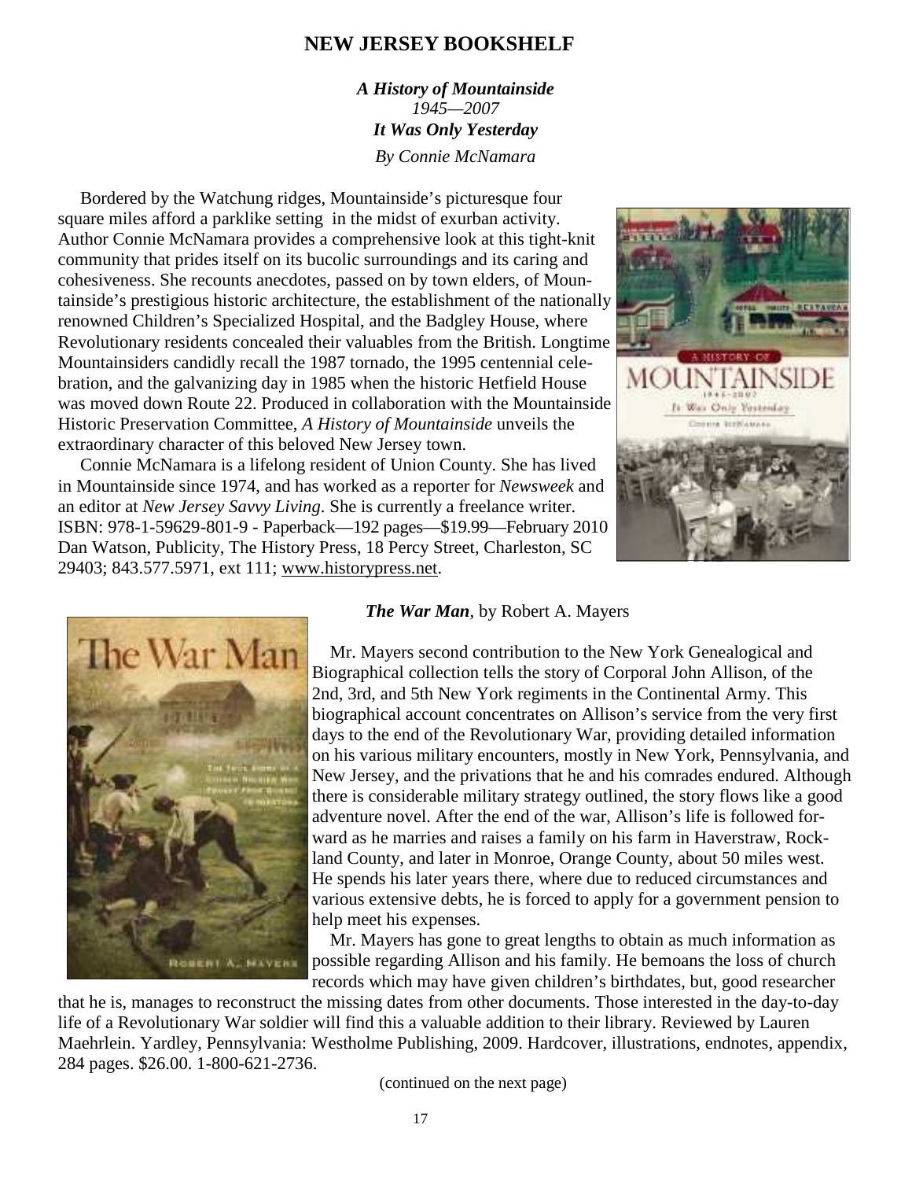## NEW JERSEY BOOKSHELF

***A History of Mountainside***
*1945—2007*
***It Was Only Yesterday***
*By Connie McNamara*

Bordered by the Watchung ridges, Mountainside's picturesque four square miles afford a parklike setting in the midst of exurban activity. Author Connie McNamara provides a comprehensive look at this tight-knit community that prides itself on its bucolic surroundings and its caring and cohesiveness. She recounts anecdotes, passed on by town elders, of Mountainside's prestigious historic architecture, the establishment of the nationally renowned Children's Specialized Hospital, and the Badgley House, where Revolutionary residents concealed their valuables from the British. Longtime Mountainsiders candidly recall the 1987 tornado, the 1995 centennial celebration, and the galvanizing day in 1985 when the historic Hetfield House was moved down Route 22. Produced in collaboration with the Mountainside Historic Preservation Committee, *A History of Mountainside* unveils the extraordinary character of this beloved New Jersey town.

Connie McNamara is a lifelong resident of Union County. She has lived in Mountainside since 1974, and has worked as a reporter for *Newsweek* and an editor at *New Jersey Savvy Living*. She is currently a freelance writer. ISBN: 978-1-59629-801-9 - Paperback—192 pages—$19.99—February 2010 Dan Watson, Publicity, The History Press, 18 Percy Street, Charleston, SC 29403; 843.577.5971, ext 111; www.historypress.net.

***The War Man***, by Robert A. Mayers

Mr. Mayers second contribution to the New York Genealogical and Biographical collection tells the story of Corporal John Allison, of the 2nd, 3rd, and 5th New York regiments in the Continental Army. This biographical account concentrates on Allison's service from the very first days to the end of the Revolutionary War, providing detailed information on his various military encounters, mostly in New York, Pennsylvania, and New Jersey, and the privations that he and his comrades endured. Although there is considerable military strategy outlined, the story flows like a good adventure novel. After the end of the war, Allison's life is followed forward as he marries and raises a family on his farm in Haverstraw, Rockland County, and later in Monroe, Orange County, about 50 miles west. He spends his later years there, where due to reduced circumstances and various extensive debts, he is forced to apply for a government pension to help meet his expenses.

Mr. Mayers has gone to great lengths to obtain as much information as possible regarding Allison and his family. He bemoans the loss of church records which may have given children's birthdates, but, good researcher that he is, manages to reconstruct the missing dates from other documents. Those interested in the day-to-day life of a Revolutionary War soldier will find this a valuable addition to their library. Reviewed by Lauren Maehrlein. Yardley, Pennsylvania: Westholme Publishing, 2009. Hardcover, illustrations, endnotes, appendix, 284 pages. $26.00. 1-800-621-2736.

(continued on the next page)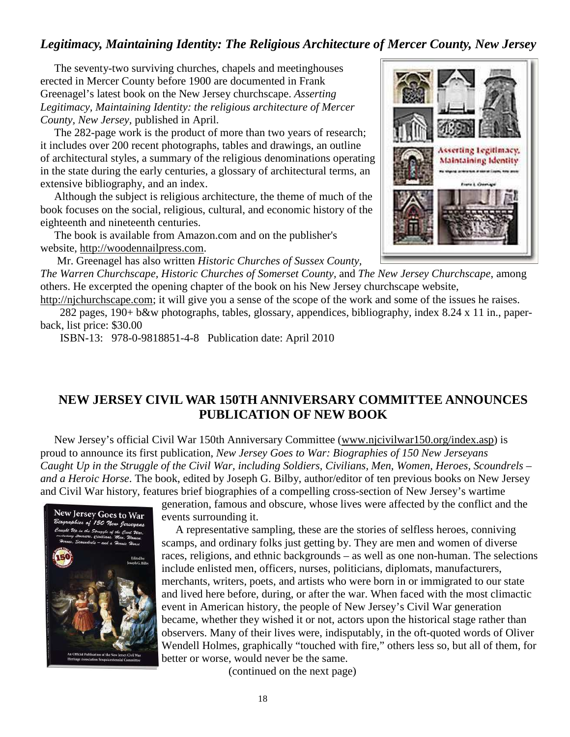## *Legitimacy, Maintaining Identity: The Religious Architecture of Mercer County, New Jersey*

The seventy-two surviving churches, chapels and meetinghouses erected in Mercer County before 1900 are documented in Frank Greenagel's latest book on the New Jersey churchscape. *Asserting Legitimacy, Maintaining Identity: the religious architecture of Mercer County, New Jersey,* published in April.

The 282-page work is the product of more than two years of research; it includes over 200 recent photographs, tables and drawings, an outline of architectural styles, a summary of the religious denominations operating in the state during the early centuries, a glossary of architectural terms, an extensive bibliography, and an index.

Although the subject is religious architecture, the theme of much of the book focuses on the social, religious, cultural, and economic history of the eighteenth and nineteenth centuries.

The book is available from Amazon.com and on the publisher's website, http://woodennailpress.com.

Mr. Greenagel has also written *Historic Churches of Sussex County, The Warren Churchscape, Historic Churches of Somerset County,* and *The New Jersey Churchscape*, among others. He excerpted the opening chapter of the book on his New Jersey churchscape website, http://njchurchscape.com; it will give you a sense of the scope of the work and some of the issues he raises.

282 pages, 190+ b&w photographs, tables, glossary, appendices, bibliography, index 8.24 x 11 in., paperback, list price: $30.00

ISBN-13: 978-0-9818851-4-8 Publication date: April 2010

## NEW JERSEY CIVIL WAR 150TH ANNIVERSARY COMMITTEE ANNOUNCES PUBLICATION OF NEW BOOK

New Jersey's official Civil War 150th Anniversary Committee (www.njcivilwar150.org/index.asp) is proud to announce its first publication, *New Jersey Goes to War: Biographies of 150 New Jerseyans Caught Up in the Struggle of the Civil War, including Soldiers, Civilians, Men, Women, Heroes, Scoundrels – and a Heroic Horse*. The book, edited by Joseph G. Bilby, author/editor of ten previous books on New Jersey and Civil War history, features brief biographies of a compelling cross-section of New Jersey's wartime generation, famous and obscure, whose lives were affected by the conflict and the events surrounding it.

A representative sampling, these are the stories of selfless heroes, conniving scamps, and ordinary folks just getting by. They are men and women of diverse races, religions, and ethnic backgrounds – as well as one non-human. The selections include enlisted men, officers, nurses, politicians, diplomats, manufacturers, merchants, writers, poets, and artists who were born in or immigrated to our state and lived here before, during, or after the war. When faced with the most climactic event in American history, the people of New Jersey's Civil War generation became, whether they wished it or not, actors upon the historical stage rather than observers. Many of their lives were, indisputably, in the oft-quoted words of Oliver Wendell Holmes, graphically "touched with fire," others less so, but all of them, for better or worse, would never be the same.

(continued on the next page)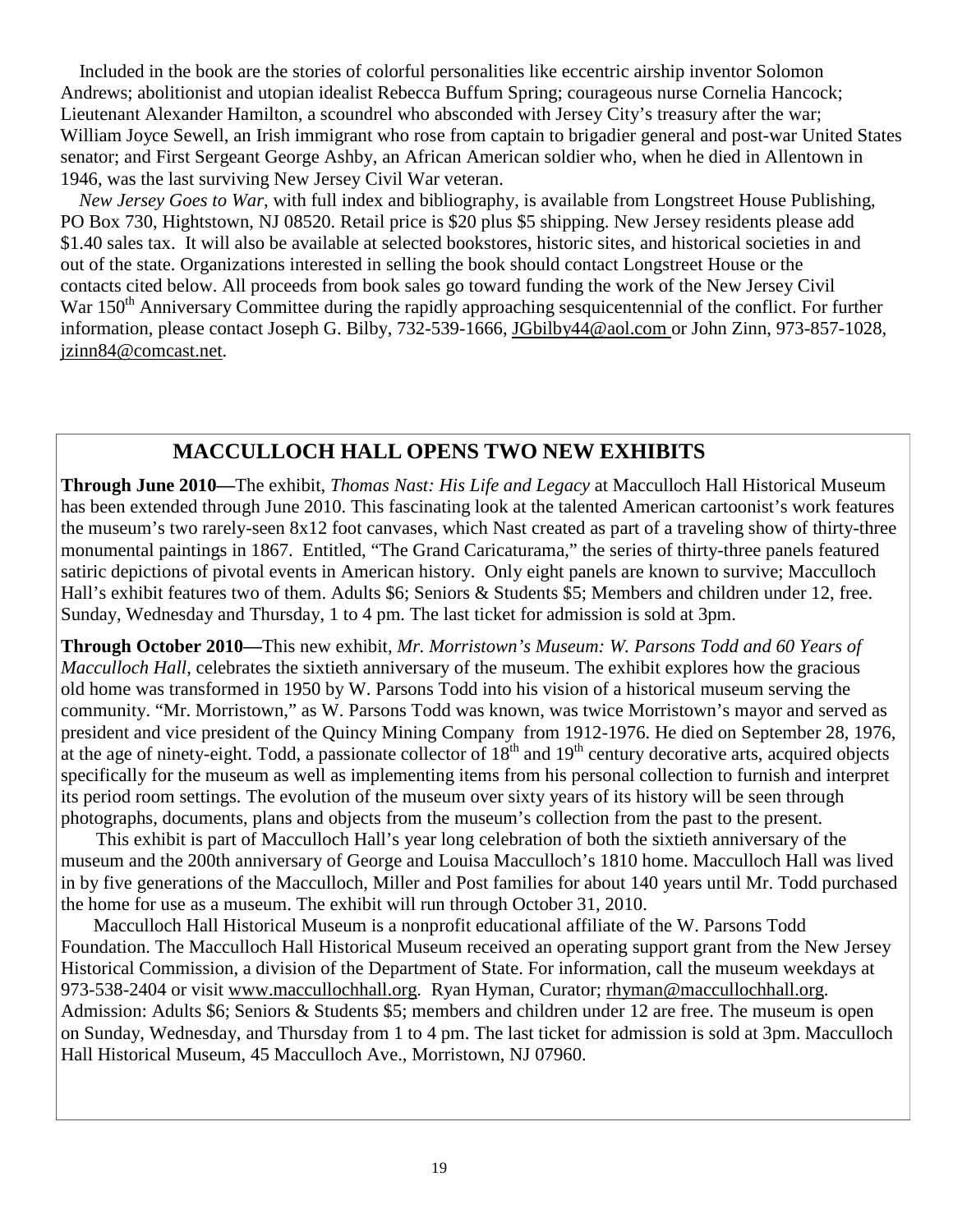Included in the book are the stories of colorful personalities like eccentric airship inventor Solomon Andrews; abolitionist and utopian idealist Rebecca Buffum Spring; courageous nurse Cornelia Hancock; Lieutenant Alexander Hamilton, a scoundrel who absconded with Jersey City's treasury after the war; William Joyce Sewell, an Irish immigrant who rose from captain to brigadier general and post-war United States senator; and First Sergeant George Ashby, an African American soldier who, when he died in Allentown in 1946, was the last surviving New Jersey Civil War veteran.

*New Jersey Goes to War*, with full index and bibliography, is available from Longstreet House Publishing, PO Box 730, Hightstown, NJ 08520. Retail price is $20 plus $5 shipping. New Jersey residents please add $1.40 sales tax. It will also be available at selected bookstores, historic sites, and historical societies in and out of the state. Organizations interested in selling the book should contact Longstreet House or the contacts cited below. All proceeds from book sales go toward funding the work of the New Jersey Civil War 150th Anniversary Committee during the rapidly approaching sesquicentennial of the conflict. For further information, please contact Joseph G. Bilby, 732-539-1666, JGbilby44@aol.com or John Zinn, 973-857-1028, jzinn84@comcast.net.

## MACCULLOCH HALL OPENS TWO NEW EXHIBITS

**Through June 2010—**The exhibit, *Thomas Nast: His Life and Legacy* at Macculloch Hall Historical Museum has been extended through June 2010. This fascinating look at the talented American cartoonist's work features the museum's two rarely-seen 8x12 foot canvases, which Nast created as part of a traveling show of thirty-three monumental paintings in 1867. Entitled, "The Grand Caricaturama," the series of thirty-three panels featured satiric depictions of pivotal events in American history. Only eight panels are known to survive; Macculloch Hall's exhibit features two of them. Adults $6; Seniors & Students $5; Members and children under 12, free. Sunday, Wednesday and Thursday, 1 to 4 pm. The last ticket for admission is sold at 3pm.

**Through October 2010—**This new exhibit, *Mr. Morristown's Museum: W. Parsons Todd and 60 Years of Macculloch Hall*, celebrates the sixtieth anniversary of the museum. The exhibit explores how the gracious old home was transformed in 1950 by W. Parsons Todd into his vision of a historical museum serving the community. "Mr. Morristown," as W. Parsons Todd was known, was twice Morristown's mayor and served as president and vice president of the Quincy Mining Company from 1912-1976. He died on September 28, 1976, at the age of ninety-eight. Todd, a passionate collector of 18th and 19th century decorative arts, acquired objects specifically for the museum as well as implementing items from his personal collection to furnish and interpret its period room settings. The evolution of the museum over sixty years of its history will be seen through photographs, documents, plans and objects from the museum's collection from the past to the present.

This exhibit is part of Macculloch Hall's year long celebration of both the sixtieth anniversary of the museum and the 200th anniversary of George and Louisa Macculloch's 1810 home. Macculloch Hall was lived in by five generations of the Macculloch, Miller and Post families for about 140 years until Mr. Todd purchased the home for use as a museum. The exhibit will run through October 31, 2010.

Macculloch Hall Historical Museum is a nonprofit educational affiliate of the W. Parsons Todd Foundation. The Macculloch Hall Historical Museum received an operating support grant from the New Jersey Historical Commission, a division of the Department of State. For information, call the museum weekdays at 973-538-2404 or visit www.maccullochhall.org. Ryan Hyman, Curator; rhyman@maccullochhall.org. Admission: Adults $6; Seniors & Students $5; members and children under 12 are free. The museum is open on Sunday, Wednesday, and Thursday from 1 to 4 pm. The last ticket for admission is sold at 3pm. Macculloch Hall Historical Museum, 45 Macculloch Ave., Morristown, NJ 07960.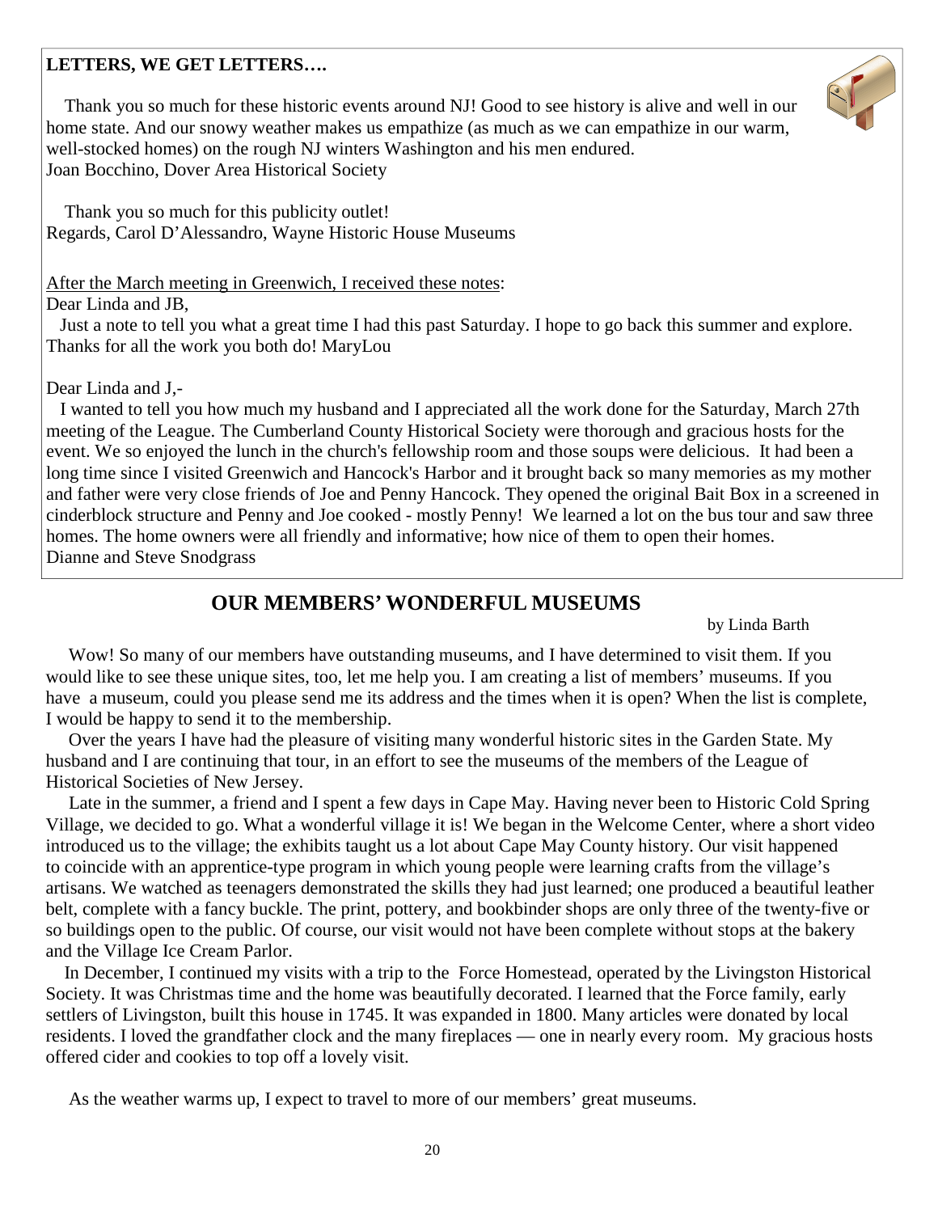**LETTERS, WE GET LETTERS….**

Thank you so much for these historic events around NJ! Good to see history is alive and well in our home state. And our snowy weather makes us empathize (as much as we can empathize in our warm, well-stocked homes) on the rough NJ winters Washington and his men endured.
Joan Bocchino, Dover Area Historical Society

Thank you so much for this publicity outlet!
Regards, Carol D'Alessandro, Wayne Historic House Museums

<u>After the March meeting in Greenwich, I received these notes</u>:
Dear Linda and JB,
Just a note to tell you what a great time I had this past Saturday. I hope to go back this summer and explore. Thanks for all the work you both do! MaryLou

Dear Linda and J,-
I wanted to tell you how much my husband and I appreciated all the work done for the Saturday, March 27th meeting of the League. The Cumberland County Historical Society were thorough and gracious hosts for the event. We so enjoyed the lunch in the church's fellowship room and those soups were delicious. It had been a long time since I visited Greenwich and Hancock's Harbor and it brought back so many memories as my mother and father were very close friends of Joe and Penny Hancock. They opened the original Bait Box in a screened in cinderblock structure and Penny and Joe cooked - mostly Penny! We learned a lot on the bus tour and saw three homes. The home owners were all friendly and informative; how nice of them to open their homes.
Dianne and Steve Snodgrass

## OUR MEMBERS' WONDERFUL MUSEUMS

by Linda Barth

Wow! So many of our members have outstanding museums, and I have determined to visit them. If you would like to see these unique sites, too, let me help you. I am creating a list of members' museums. If you have a museum, could you please send me its address and the times when it is open? When the list is complete, I would be happy to send it to the membership.

Over the years I have had the pleasure of visiting many wonderful historic sites in the Garden State. My husband and I are continuing that tour, in an effort to see the museums of the members of the League of Historical Societies of New Jersey.

Late in the summer, a friend and I spent a few days in Cape May. Having never been to Historic Cold Spring Village, we decided to go. What a wonderful village it is! We began in the Welcome Center, where a short video introduced us to the village; the exhibits taught us a lot about Cape May County history. Our visit happened to coincide with an apprentice-type program in which young people were learning crafts from the village's artisans. We watched as teenagers demonstrated the skills they had just learned; one produced a beautiful leather belt, complete with a fancy buckle. The print, pottery, and bookbinder shops are only three of the twenty-five or so buildings open to the public. Of course, our visit would not have been complete without stops at the bakery and the Village Ice Cream Parlor.

In December, I continued my visits with a trip to the Force Homestead, operated by the Livingston Historical Society. It was Christmas time and the home was beautifully decorated. I learned that the Force family, early settlers of Livingston, built this house in 1745. It was expanded in 1800. Many articles were donated by local residents. I loved the grandfather clock and the many fireplaces — one in nearly every room. My gracious hosts offered cider and cookies to top off a lovely visit.

As the weather warms up, I expect to travel to more of our members' great museums.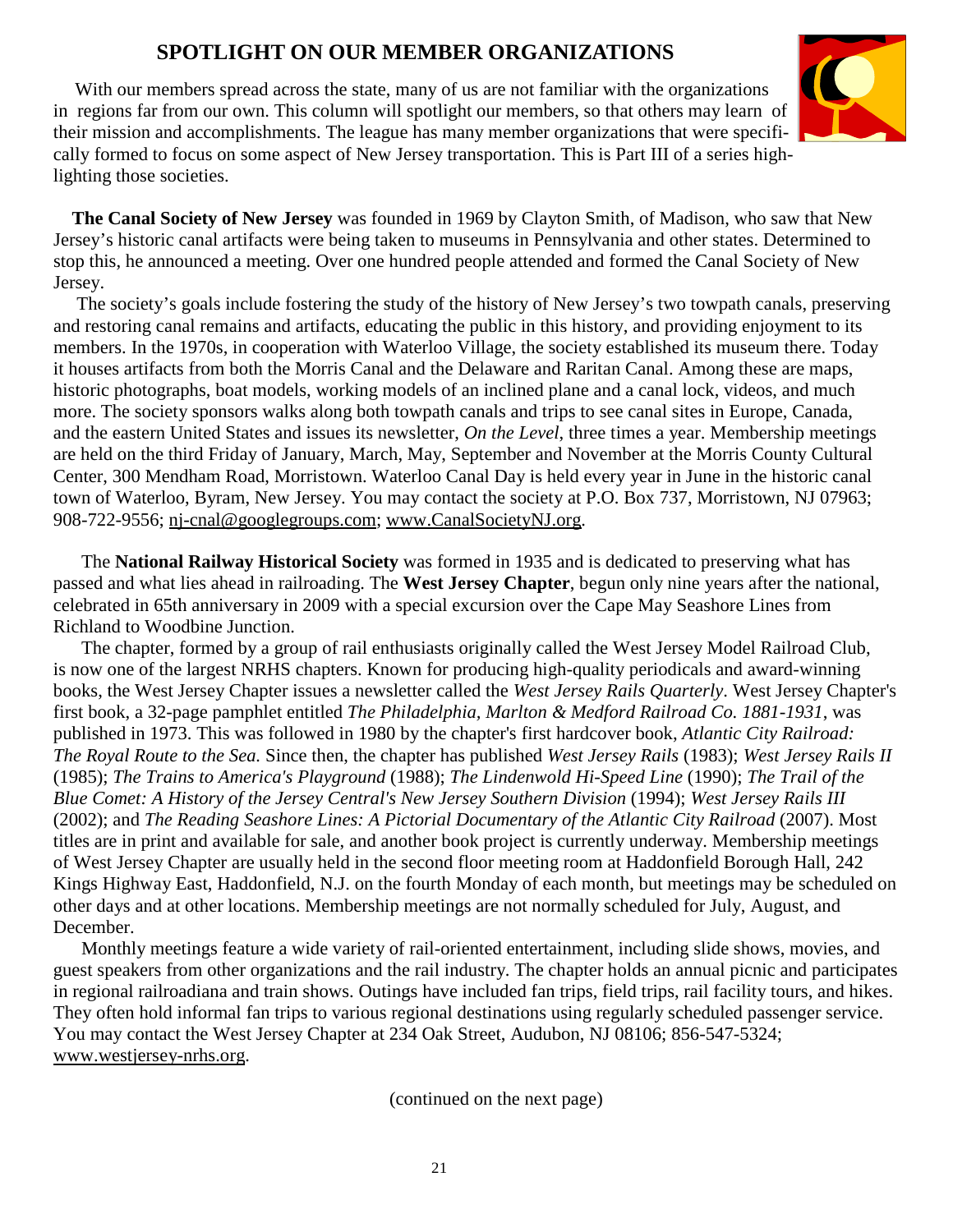# SPOTLIGHT ON OUR MEMBER ORGANIZATIONS

With our members spread across the state, many of us are not familiar with the organizations in regions far from our own. This column will spotlight our members, so that others may learn of their mission and accomplishments. The league has many member organizations that were specifically formed to focus on some aspect of New Jersey transportation. This is Part III of a series highlighting those societies.

**The Canal Society of New Jersey** was founded in 1969 by Clayton Smith, of Madison, who saw that New Jersey's historic canal artifacts were being taken to museums in Pennsylvania and other states. Determined to stop this, he announced a meeting. Over one hundred people attended and formed the Canal Society of New Jersey.

The society's goals include fostering the study of the history of New Jersey's two towpath canals, preserving and restoring canal remains and artifacts, educating the public in this history, and providing enjoyment to its members. In the 1970s, in cooperation with Waterloo Village, the society established its museum there. Today it houses artifacts from both the Morris Canal and the Delaware and Raritan Canal. Among these are maps, historic photographs, boat models, working models of an inclined plane and a canal lock, videos, and much more. The society sponsors walks along both towpath canals and trips to see canal sites in Europe, Canada, and the eastern United States and issues its newsletter, *On the Level*, three times a year. Membership meetings are held on the third Friday of January, March, May, September and November at the Morris County Cultural Center, 300 Mendham Road, Morristown. Waterloo Canal Day is held every year in June in the historic canal town of Waterloo, Byram, New Jersey. You may contact the society at P.O. Box 737, Morristown, NJ 07963; 908-722-9556; nj-cnal@googlegroups.com; www.CanalSocietyNJ.org.

The **National Railway Historical Society** was formed in 1935 and is dedicated to preserving what has passed and what lies ahead in railroading. The **West Jersey Chapter**, begun only nine years after the national, celebrated in 65th anniversary in 2009 with a special excursion over the Cape May Seashore Lines from Richland to Woodbine Junction.

The chapter, formed by a group of rail enthusiasts originally called the West Jersey Model Railroad Club, is now one of the largest NRHS chapters. Known for producing high-quality periodicals and award-winning books, the West Jersey Chapter issues a newsletter called the *West Jersey Rails Quarterly*. West Jersey Chapter's first book, a 32-page pamphlet entitled *The Philadelphia, Marlton & Medford Railroad Co. 1881-1931*, was published in 1973. This was followed in 1980 by the chapter's first hardcover book, *Atlantic City Railroad: The Royal Route to the Sea.* Since then, the chapter has published *West Jersey Rails* (1983); *West Jersey Rails II* (1985); *The Trains to America's Playground* (1988); *The Lindenwold Hi-Speed Line* (1990); *The Trail of the Blue Comet: A History of the Jersey Central's New Jersey Southern Division* (1994); *West Jersey Rails III* (2002); and *The Reading Seashore Lines: A Pictorial Documentary of the Atlantic City Railroad* (2007). Most titles are in print and available for sale, and another book project is currently underway. Membership meetings of West Jersey Chapter are usually held in the second floor meeting room at Haddonfield Borough Hall, 242 Kings Highway East, Haddonfield, N.J. on the fourth Monday of each month, but meetings may be scheduled on other days and at other locations. Membership meetings are not normally scheduled for July, August, and December.

Monthly meetings feature a wide variety of rail-oriented entertainment, including slide shows, movies, and guest speakers from other organizations and the rail industry. The chapter holds an annual picnic and participates in regional railroadiana and train shows. Outings have included fan trips, field trips, rail facility tours, and hikes. They often hold informal fan trips to various regional destinations using regularly scheduled passenger service. You may contact the West Jersey Chapter at 234 Oak Street, Audubon, NJ 08106; 856-547-5324; www.westjersey-nrhs.org.

(continued on the next page)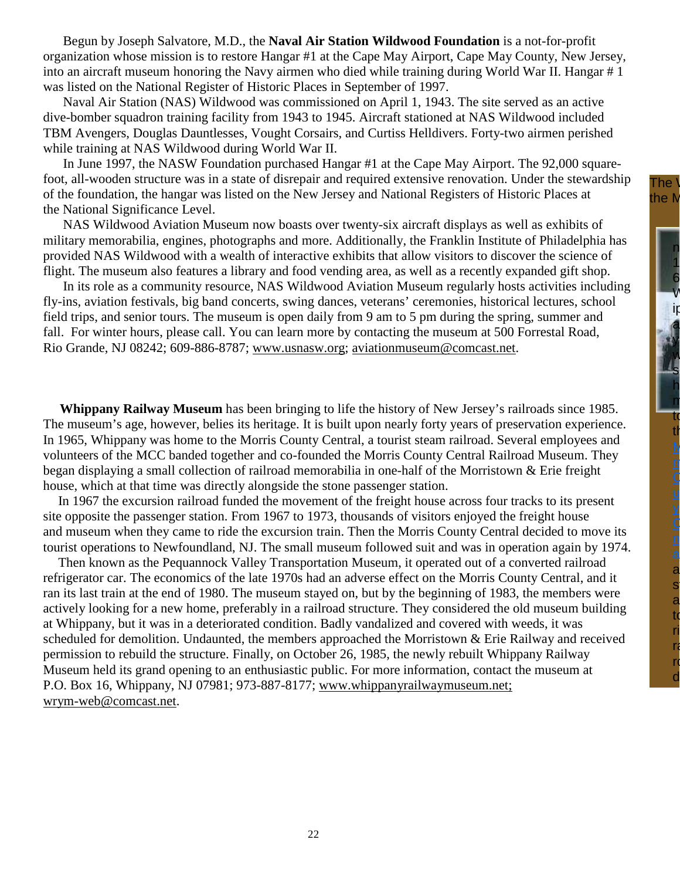Begun by Joseph Salvatore, M.D., the **Naval Air Station Wildwood Foundation** is a not-for-profit organization whose mission is to restore Hangar #1 at the Cape May Airport, Cape May County, New Jersey, into an aircraft museum honoring the Navy airmen who died while training during World War II. Hangar # 1 was listed on the National Register of Historic Places in September of 1997.

Naval Air Station (NAS) Wildwood was commissioned on April 1, 1943. The site served as an active dive-bomber squadron training facility from 1943 to 1945. Aircraft stationed at NAS Wildwood included TBM Avengers, Douglas Dauntlesses, Vought Corsairs, and Curtiss Helldivers. Forty-two airmen perished while training at NAS Wildwood during World War II.

In June 1997, the NASW Foundation purchased Hangar #1 at the Cape May Airport. The 92,000 square-foot, all-wooden structure was in a state of disrepair and required extensive renovation. Under the stewardship of the foundation, the hangar was listed on the New Jersey and National Registers of Historic Places at the National Significance Level.

NAS Wildwood Aviation Museum now boasts over twenty-six aircraft displays as well as exhibits of military memorabilia, engines, photographs and more. Additionally, the Franklin Institute of Philadelphia has provided NAS Wildwood with a wealth of interactive exhibits that allow visitors to discover the science of flight. The museum also features a library and food vending area, as well as a recently expanded gift shop.

In its role as a community resource, NAS Wildwood Aviation Museum regularly hosts activities including fly-ins, aviation festivals, big band concerts, swing dances, veterans' ceremonies, historical lectures, school field trips, and senior tours. The museum is open daily from 9 am to 5 pm during the spring, summer and fall. For winter hours, please call. You can learn more by contacting the museum at 500 Forrestal Road, Rio Grande, NJ 08242; 609-886-8787; www.usnasw.org; aviationmuseum@comcast.net.

**Whippany Railway Museum** has been bringing to life the history of New Jersey's railroads since 1985. The museum's age, however, belies its heritage. It is built upon nearly forty years of preservation experience. In 1965, Whippany was home to the Morris County Central, a tourist steam railroad. Several employees and volunteers of the MCC banded together and co-founded the Morris County Central Railroad Museum. They began displaying a small collection of railroad memorabilia in one-half of the Morristown & Erie freight house, which at that time was directly alongside the stone passenger station.

In 1967 the excursion railroad funded the movement of the freight house across four tracks to its present site opposite the passenger station. From 1967 to 1973, thousands of visitors enjoyed the freight house and museum when they came to ride the excursion train. Then the Morris County Central decided to move its tourist operations to Newfoundland, NJ. The small museum followed suit and was in operation again by 1974.

Then known as the Pequannock Valley Transportation Museum, it operated out of a converted railroad refrigerator car. The economics of the late 1970s had an adverse effect on the Morris County Central, and it ran its last train at the end of 1980. The museum stayed on, but by the beginning of 1983, the members were actively looking for a new home, preferably in a railroad structure. They considered the old museum building at Whippany, but it was in a deteriorated condition. Badly vandalized and covered with weeds, it was scheduled for demolition. Undaunted, the members approached the Morristown & Erie Railway and received permission to rebuild the structure. Finally, on October 26, 1985, the newly rebuilt Whippany Railway Museum held its grand opening to an enthusiastic public. For more information, contact the museum at P.O. Box 16, Whippany, NJ 07981; 973-887-8177; www.whippanyrailwaymuseum.net; wrym-web@comcast.net.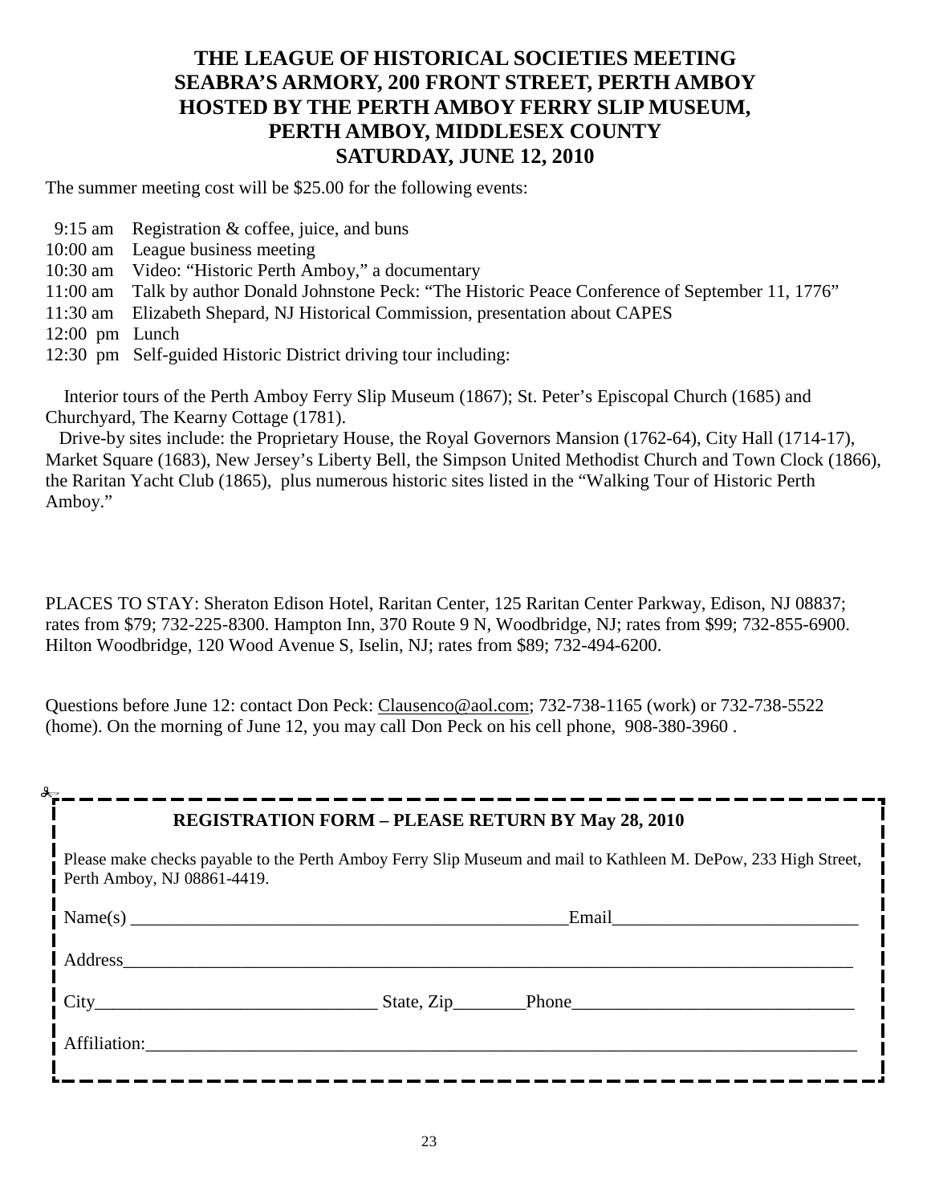# THE LEAGUE OF HISTORICAL SOCIETIES MEETING
# SEABRA'S ARMORY, 200 FRONT STREET, PERTH AMBOY
# HOSTED BY THE PERTH AMBOY FERRY SLIP MUSEUM, PERTH AMBOY, MIDDLESEX COUNTY
# SATURDAY, JUNE 12, 2010

The summer meeting cost will be $25.00 for the following events:

- 9:15 am Registration & coffee, juice, and buns
- 10:00 am League business meeting
- 10:30 am Video: "Historic Perth Amboy," a documentary
- 11:00 am Talk by author Donald Johnstone Peck: "The Historic Peace Conference of September 11, 1776"
- 11:30 am Elizabeth Shepard, NJ Historical Commission, presentation about CAPES
- 12:00 pm Lunch
- 12:30 pm Self-guided Historic District driving tour including:

Interior tours of the Perth Amboy Ferry Slip Museum (1867); St. Peter's Episcopal Church (1685) and Churchyard, The Kearny Cottage (1781).

Drive-by sites include: the Proprietary House, the Royal Governors Mansion (1762-64), City Hall (1714-17), Market Square (1683), New Jersey's Liberty Bell, the Simpson United Methodist Church and Town Clock (1866), the Raritan Yacht Club (1865), plus numerous historic sites listed in the "Walking Tour of Historic Perth Amboy."

PLACES TO STAY: Sheraton Edison Hotel, Raritan Center, 125 Raritan Center Parkway, Edison, NJ 08837; rates from $79; 732-225-8300. Hampton Inn, 370 Route 9 N, Woodbridge, NJ; rates from $99; 732-855-6900. Hilton Woodbridge, 120 Wood Avenue S, Iselin, NJ; rates from $89; 732-494-6200.

Questions before June 12: contact Don Peck: Clausenco@aol.com; 732-738-1165 (work) or 732-738-5522 (home). On the morning of June 12, you may call Don Peck on his cell phone, 908-380-3960 .

---

**REGISTRATION FORM – PLEASE RETURN BY May 28, 2010**

Please make checks payable to the Perth Amboy Ferry Slip Museum and mail to Kathleen M. DePow, 233 High Street, Perth Amboy, NJ 08861-4419.

Name(s) ______________________________ Email ______________________________

Address ____________________________________________________________

City ______________________________ State, Zip ________ Phone ______________________________

Affiliation: ____________________________________________________________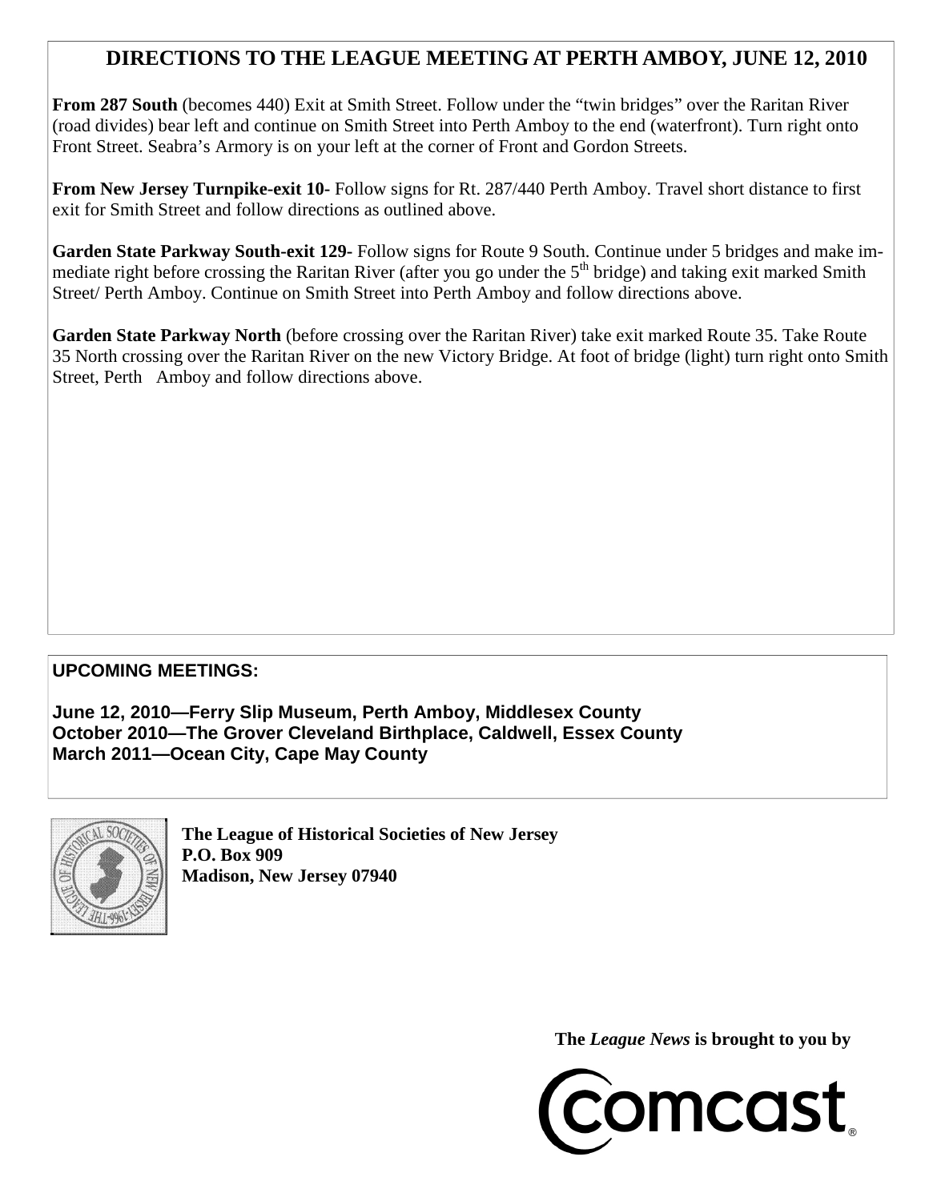## DIRECTIONS TO THE LEAGUE MEETING AT PERTH AMBOY, JUNE 12, 2010

**From 287 South** (becomes 440) Exit at Smith Street. Follow under the "twin bridges" over the Raritan River (road divides) bear left and continue on Smith Street into Perth Amboy to the end (waterfront). Turn right onto Front Street. Seabra's Armory is on your left at the corner of Front and Gordon Streets.

**From New Jersey Turnpike-exit 10-** Follow signs for Rt. 287/440 Perth Amboy. Travel short distance to first exit for Smith Street and follow directions as outlined above.

**Garden State Parkway South-exit 129-** Follow signs for Route 9 South. Continue under 5 bridges and make immediate right before crossing the Raritan River (after you go under the 5th bridge) and taking exit marked Smith Street/ Perth Amboy. Continue on Smith Street into Perth Amboy and follow directions above.

**Garden State Parkway North** (before crossing over the Raritan River) take exit marked Route 35. Take Route 35 North crossing over the Raritan River on the new Victory Bridge. At foot of bridge (light) turn right onto Smith Street, Perth Amboy and follow directions above.

**UPCOMING MEETINGS:**

**June 12, 2010—Ferry Slip Museum, Perth Amboy, Middlesex County**
**October 2010—The Grover Cleveland Birthplace, Caldwell, Essex County**
**March 2011—Ocean City, Cape May County**

**The League of Historical Societies of New Jersey**
**P.O. Box 909**
**Madison, New Jersey 07940**

**The *League News* is brought to you by**

comcast